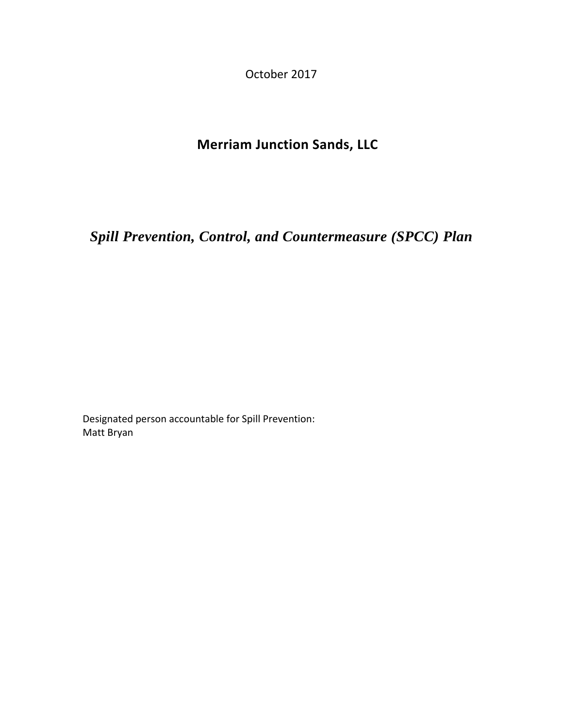October 2017

# Merriam Junction Sands, LLC

## *Spill Prevention, Control, and Countermeasure (SPCC) Plan*

Designated person accountable for Spill Prevention:
Matt Bryan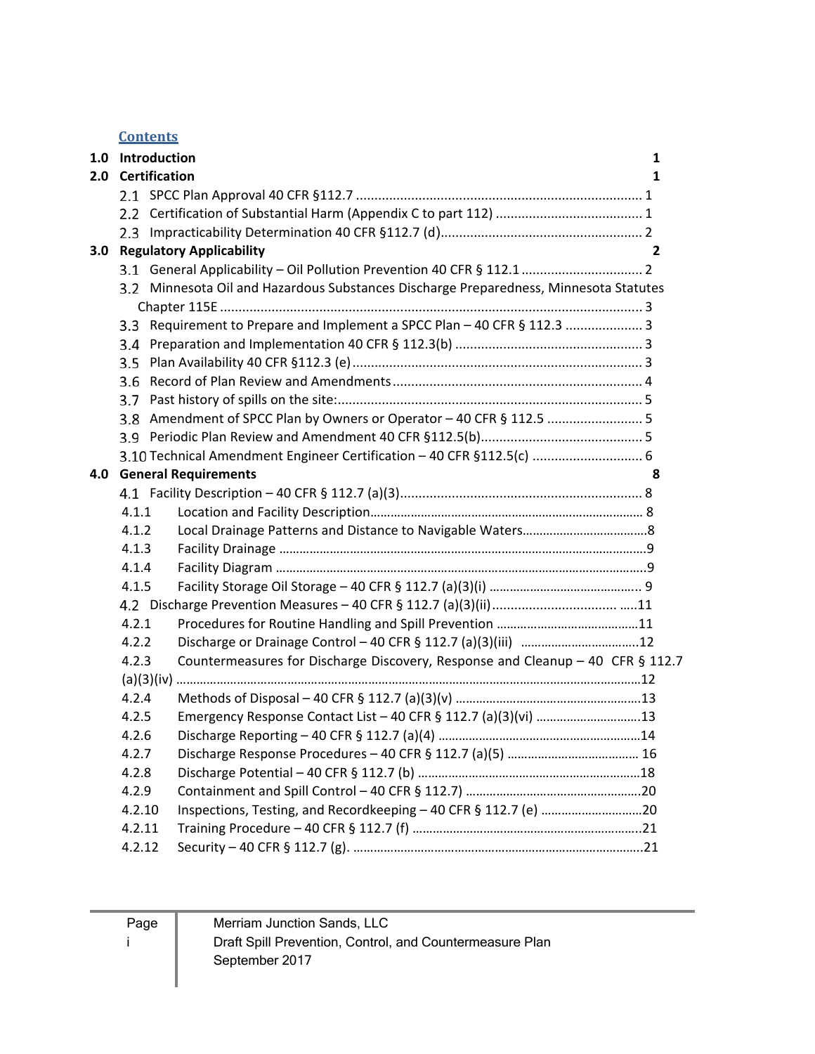## Contents

**1.0 Introduction** 1

**2.0 Certification** 1

- 2.1 SPCC Plan Approval 40 CFR §112.7 ............ 1
- 2.2 Certification of Substantial Harm (Appendix C to part 112) ............ 1
- 2.3 Impracticability Determination 40 CFR §112.7 (d)............ 2

**3.0 Regulatory Applicability** 2

- 3.1 General Applicability – Oil Pollution Prevention 40 CFR § 112.1 ............ 2
- 3.2 Minnesota Oil and Hazardous Substances Discharge Preparedness, Minnesota Statutes Chapter 115E ............ 3
- 3.3 Requirement to Prepare and Implement a SPCC Plan – 40 CFR § 112.3 ............ 3
- 3.4 Preparation and Implementation 40 CFR § 112.3(b) ............ 3
- 3.5 Plan Availability 40 CFR §112.3 (e)............ 3
- 3.6 Record of Plan Review and Amendments............ 4
- 3.7 Past history of spills on the site:............ 5
- 3.8 Amendment of SPCC Plan by Owners or Operator – 40 CFR § 112.5 ............ 5
- 3.9 Periodic Plan Review and Amendment 40 CFR §112.5(b)............ 5
- 3.10 Technical Amendment Engineer Certification – 40 CFR §112.5(c) ............ 6

**4.0 General Requirements** 8

- 4.1 Facility Description – 40 CFR § 112.7 (a)(3)............ 8
  - 4.1.1 Location and Facility Description............ 8
  - 4.1.2 Local Drainage Patterns and Distance to Navigable Waters............8
  - 4.1.3 Facility Drainage ............9
  - 4.1.4 Facility Diagram ............9
  - 4.1.5 Facility Storage Oil Storage – 40 CFR § 112.7 (a)(3)(i) ............ 9
- 4.2 Discharge Prevention Measures – 40 CFR § 112.7 (a)(3)(ii)............11
  - 4.2.1 Procedures for Routine Handling and Spill Prevention ............11
  - 4.2.2 Discharge or Drainage Control – 40 CFR § 112.7 (a)(3)(iii) ............12
  - 4.2.3 Countermeasures for Discharge Discovery, Response and Cleanup – 40 CFR § 112.7 (a)(3)(iv) ............12
  - 4.2.4 Methods of Disposal – 40 CFR § 112.7 (a)(3)(v) ............13
  - 4.2.5 Emergency Response Contact List – 40 CFR § 112.7 (a)(3)(vi) ............13
  - 4.2.6 Discharge Reporting – 40 CFR § 112.7 (a)(4) ............14
  - 4.2.7 Discharge Response Procedures – 40 CFR § 112.7 (a)(5) ............ 16
  - 4.2.8 Discharge Potential – 40 CFR § 112.7 (b) ............18
  - 4.2.9 Containment and Spill Control – 40 CFR § 112.7) ............20
  - 4.2.10 Inspections, Testing, and Recordkeeping – 40 CFR § 112.7 (e) ............20
  - 4.2.11 Training Procedure – 40 CFR § 112.7 (f) ............21
  - 4.2.12 Security – 40 CFR § 112.7 (g). ............21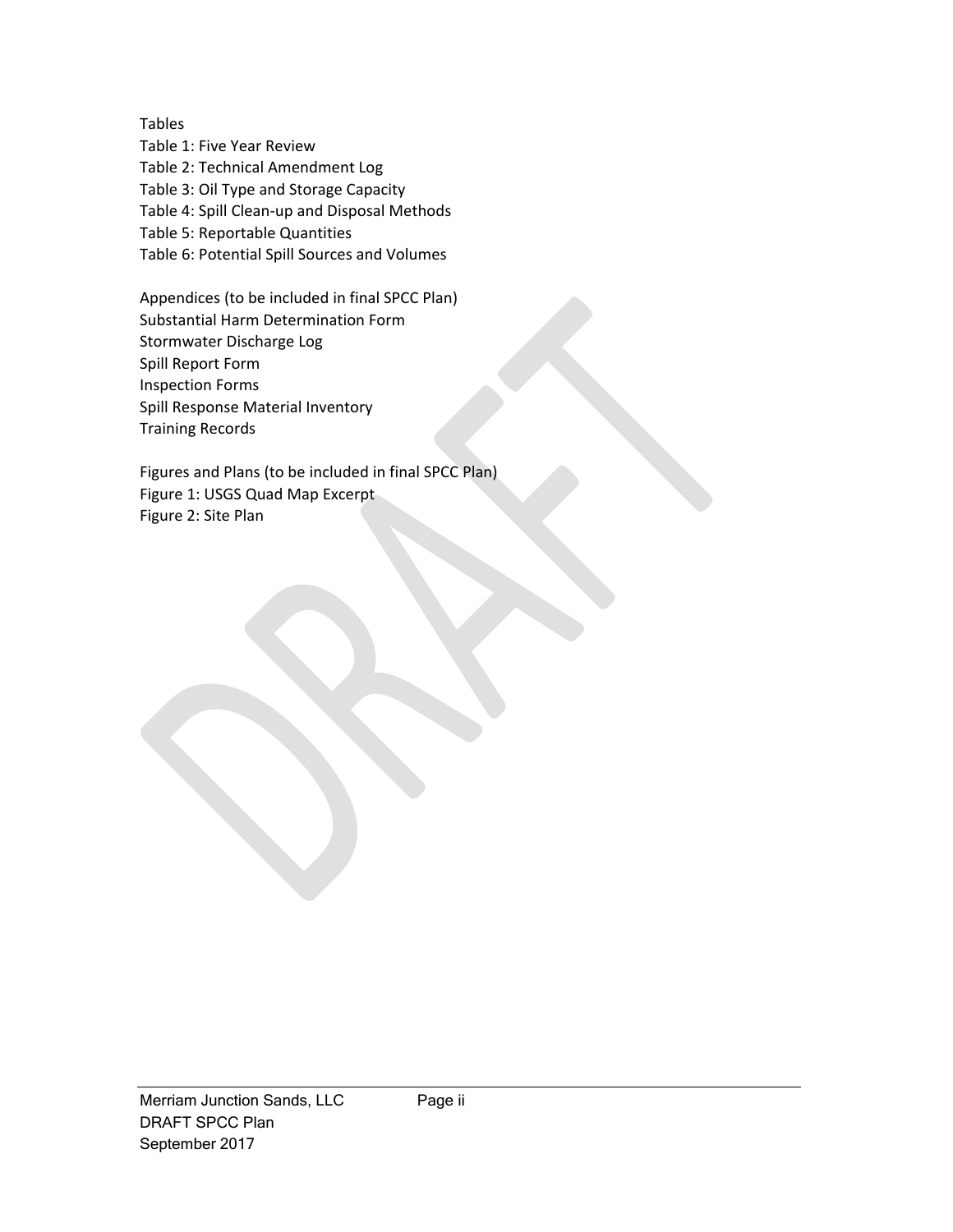Tables

Table 1: Five Year Review
Table 2: Technical Amendment Log
Table 3: Oil Type and Storage Capacity
Table 4: Spill Clean-up and Disposal Methods
Table 5: Reportable Quantities
Table 6: Potential Spill Sources and Volumes

Appendices (to be included in final SPCC Plan)

Substantial Harm Determination Form
Stormwater Discharge Log
Spill Report Form
Inspection Forms
Spill Response Material Inventory
Training Records

Figures and Plans (to be included in final SPCC Plan)

Figure 1: USGS Quad Map Excerpt
Figure 2: Site Plan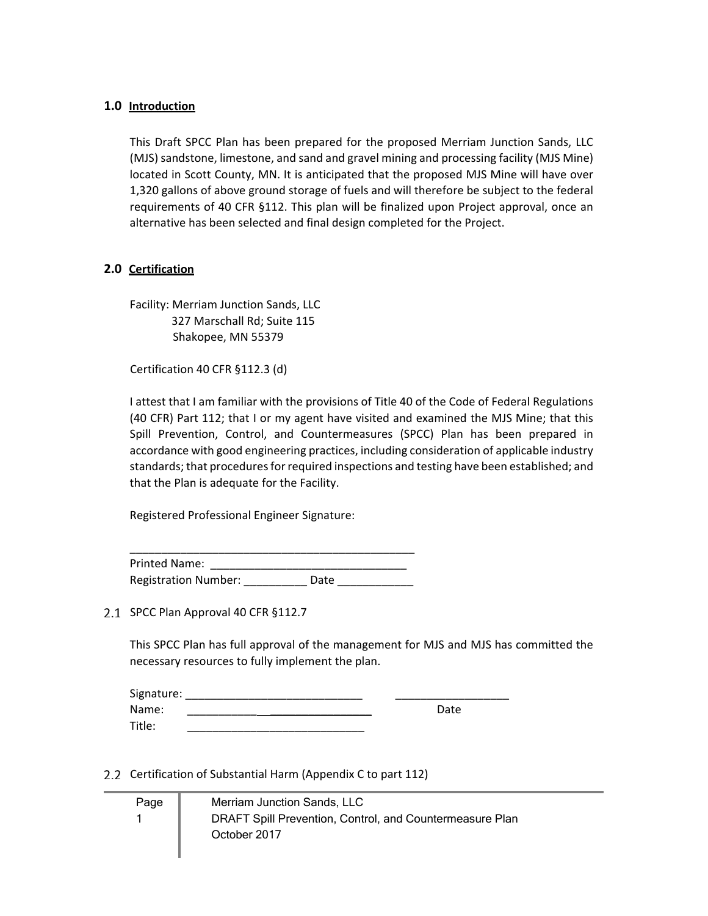## 1.0 Introduction

This Draft SPCC Plan has been prepared for the proposed Merriam Junction Sands, LLC (MJS) sandstone, limestone, and sand and gravel mining and processing facility (MJS Mine) located in Scott County, MN. It is anticipated that the proposed MJS Mine will have over 1,320 gallons of above ground storage of fuels and will therefore be subject to the federal requirements of 40 CFR §112. This plan will be finalized upon Project approval, once an alternative has been selected and final design completed for the Project.

## 2.0 Certification

Facility: Merriam Junction Sands, LLC
327 Marschall Rd; Suite 115
Shakopee, MN 55379

Certification 40 CFR §112.3 (d)

I attest that I am familiar with the provisions of Title 40 of the Code of Federal Regulations (40 CFR) Part 112; that I or my agent have visited and examined the MJS Mine; that this Spill Prevention, Control, and Countermeasures (SPCC) Plan has been prepared in accordance with good engineering practices, including consideration of applicable industry standards; that procedures for required inspections and testing have been established; and that the Plan is adequate for the Facility.

Registered Professional Engineer Signature:

______________________________________________
Printed Name: ______________________________
Registration Number: __________ Date ____________

### 2.1 SPCC Plan Approval 40 CFR §112.7

This SPCC Plan has full approval of the management for MJS and MJS has committed the necessary resources to fully implement the plan.

Signature: ____________________________ __________________
Name: ____________________________ Date
Title: ____________________________

### 2.2 Certification of Substantial Harm (Appendix C to part 112)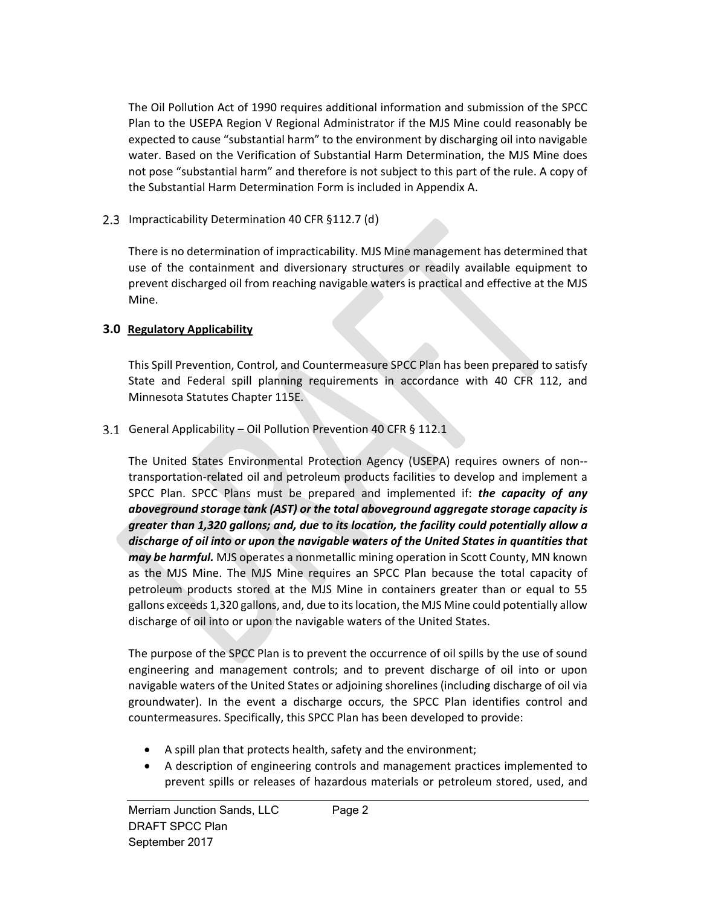The Oil Pollution Act of 1990 requires additional information and submission of the SPCC Plan to the USEPA Region V Regional Administrator if the MJS Mine could reasonably be expected to cause "substantial harm" to the environment by discharging oil into navigable water. Based on the Verification of Substantial Harm Determination, the MJS Mine does not pose "substantial harm" and therefore is not subject to this part of the rule. A copy of the Substantial Harm Determination Form is included in Appendix A.

### 2.3 Impracticability Determination 40 CFR §112.7 (d)

There is no determination of impracticability. MJS Mine management has determined that use of the containment and diversionary structures or readily available equipment to prevent discharged oil from reaching navigable waters is practical and effective at the MJS Mine.

## 3.0 Regulatory Applicability

This Spill Prevention, Control, and Countermeasure SPCC Plan has been prepared to satisfy State and Federal spill planning requirements in accordance with 40 CFR 112, and Minnesota Statutes Chapter 115E.

### 3.1 General Applicability – Oil Pollution Prevention 40 CFR § 112.1

The United States Environmental Protection Agency (USEPA) requires owners of non--transportation-related oil and petroleum products facilities to develop and implement a SPCC Plan. SPCC Plans must be prepared and implemented if: ***the capacity of any aboveground storage tank (AST) or the total aboveground aggregate storage capacity is greater than 1,320 gallons; and, due to its location, the facility could potentially allow a discharge of oil into or upon the navigable waters of the United States in quantities that may be harmful.*** MJS operates a nonmetallic mining operation in Scott County, MN known as the MJS Mine. The MJS Mine requires an SPCC Plan because the total capacity of petroleum products stored at the MJS Mine in containers greater than or equal to 55 gallons exceeds 1,320 gallons, and, due to its location, the MJS Mine could potentially allow discharge of oil into or upon the navigable waters of the United States.

The purpose of the SPCC Plan is to prevent the occurrence of oil spills by the use of sound engineering and management controls; and to prevent discharge of oil into or upon navigable waters of the United States or adjoining shorelines (including discharge of oil via groundwater). In the event a discharge occurs, the SPCC Plan identifies control and countermeasures. Specifically, this SPCC Plan has been developed to provide:

- A spill plan that protects health, safety and the environment;
- A description of engineering controls and management practices implemented to prevent spills or releases of hazardous materials or petroleum stored, used, and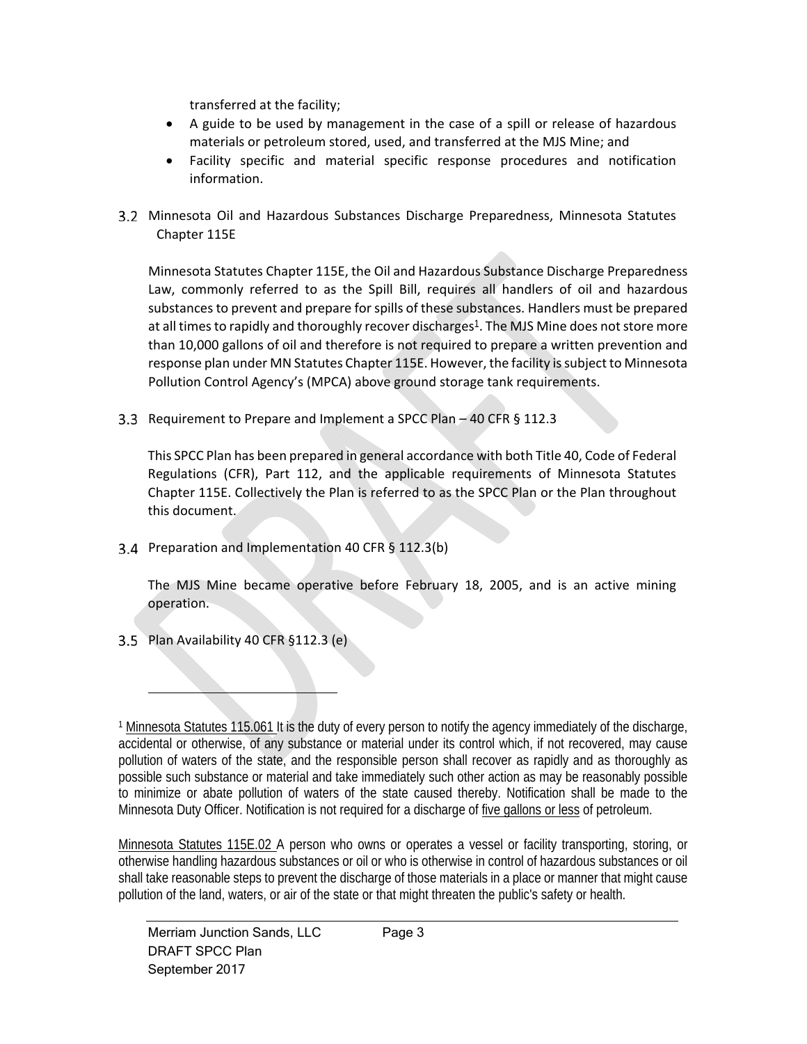transferred at the facility;

- A guide to be used by management in the case of a spill or release of hazardous materials or petroleum stored, used, and transferred at the MJS Mine; and
- Facility specific and material specific response procedures and notification information.

## 3.2 Minnesota Oil and Hazardous Substances Discharge Preparedness, Minnesota Statutes Chapter 115E

Minnesota Statutes Chapter 115E, the Oil and Hazardous Substance Discharge Preparedness Law, commonly referred to as the Spill Bill, requires all handlers of oil and hazardous substances to prevent and prepare for spills of these substances. Handlers must be prepared at all times to rapidly and thoroughly recover discharges[1]. The MJS Mine does not store more than 10,000 gallons of oil and therefore is not required to prepare a written prevention and response plan under MN Statutes Chapter 115E. However, the facility is subject to Minnesota Pollution Control Agency's (MPCA) above ground storage tank requirements.

## 3.3 Requirement to Prepare and Implement a SPCC Plan – 40 CFR § 112.3

This SPCC Plan has been prepared in general accordance with both Title 40, Code of Federal Regulations (CFR), Part 112, and the applicable requirements of Minnesota Statutes Chapter 115E. Collectively the Plan is referred to as the SPCC Plan or the Plan throughout this document.

## 3.4 Preparation and Implementation 40 CFR § 112.3(b)

The MJS Mine became operative before February 18, 2005, and is an active mining operation.

## 3.5 Plan Availability 40 CFR §112.3 (e)

---

[1] Minnesota Statutes 115.061 It is the duty of every person to notify the agency immediately of the discharge, accidental or otherwise, of any substance or material under its control which, if not recovered, may cause pollution of waters of the state, and the responsible person shall recover as rapidly and as thoroughly as possible such substance or material and take immediately such other action as may be reasonably possible to minimize or abate pollution of waters of the state caused thereby. Notification shall be made to the Minnesota Duty Officer. Notification is not required for a discharge of five gallons or less of petroleum.

Minnesota Statutes 115E.02 A person who owns or operates a vessel or facility transporting, storing, or otherwise handling hazardous substances or oil or who is otherwise in control of hazardous substances or oil shall take reasonable steps to prevent the discharge of those materials in a place or manner that might cause pollution of the land, waters, or air of the state or that might threaten the public's safety or health.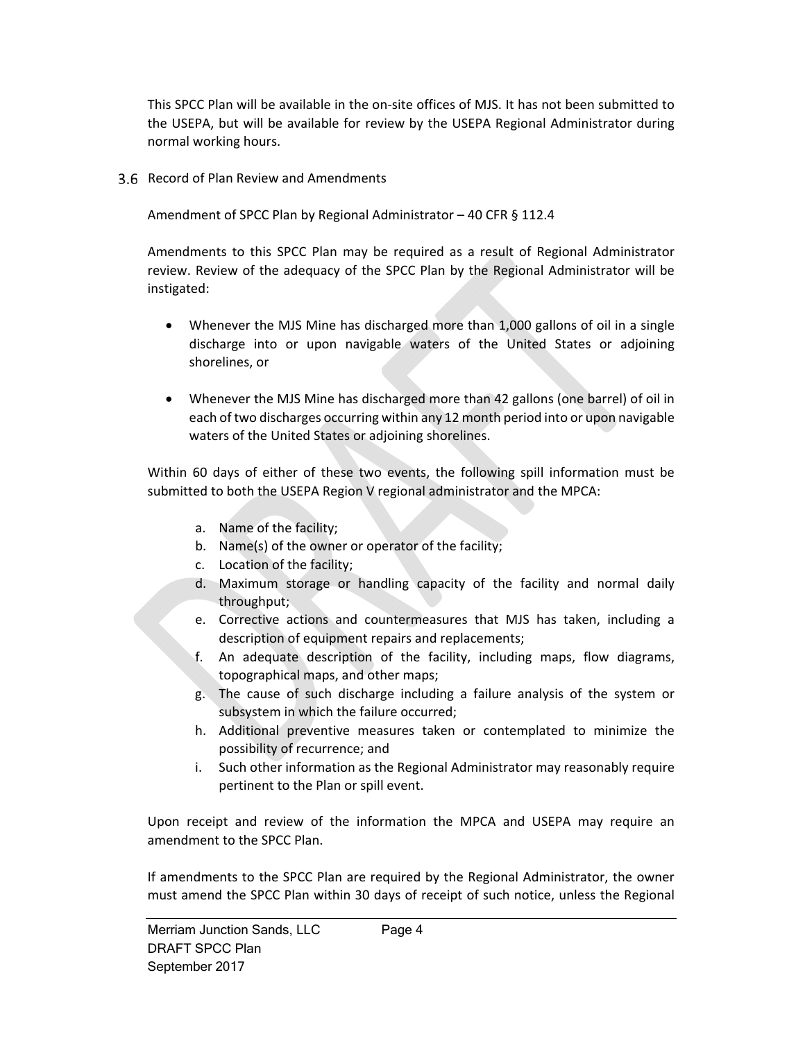This SPCC Plan will be available in the on-site offices of MJS. It has not been submitted to the USEPA, but will be available for review by the USEPA Regional Administrator during normal working hours.

## 3.6 Record of Plan Review and Amendments

Amendment of SPCC Plan by Regional Administrator – 40 CFR § 112.4

Amendments to this SPCC Plan may be required as a result of Regional Administrator review. Review of the adequacy of the SPCC Plan by the Regional Administrator will be instigated:

- Whenever the MJS Mine has discharged more than 1,000 gallons of oil in a single discharge into or upon navigable waters of the United States or adjoining shorelines, or

- Whenever the MJS Mine has discharged more than 42 gallons (one barrel) of oil in each of two discharges occurring within any 12 month period into or upon navigable waters of the United States or adjoining shorelines.

Within 60 days of either of these two events, the following spill information must be submitted to both the USEPA Region V regional administrator and the MPCA:

a. Name of the facility;
b. Name(s) of the owner or operator of the facility;
c. Location of the facility;
d. Maximum storage or handling capacity of the facility and normal daily throughput;
e. Corrective actions and countermeasures that MJS has taken, including a description of equipment repairs and replacements;
f. An adequate description of the facility, including maps, flow diagrams, topographical maps, and other maps;
g. The cause of such discharge including a failure analysis of the system or subsystem in which the failure occurred;
h. Additional preventive measures taken or contemplated to minimize the possibility of recurrence; and
i. Such other information as the Regional Administrator may reasonably require pertinent to the Plan or spill event.

Upon receipt and review of the information the MPCA and USEPA may require an amendment to the SPCC Plan.

If amendments to the SPCC Plan are required by the Regional Administrator, the owner must amend the SPCC Plan within 30 days of receipt of such notice, unless the Regional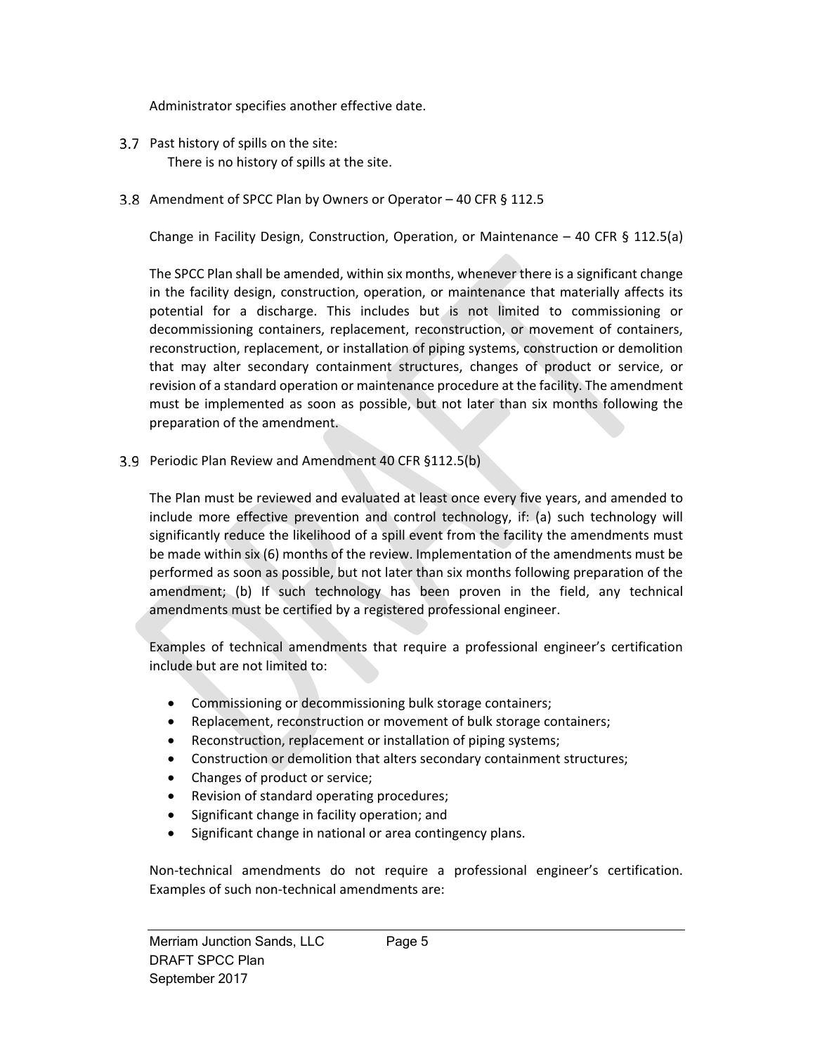Administrator specifies another effective date.

## 3.7 Past history of spills on the site:

There is no history of spills at the site.

## 3.8 Amendment of SPCC Plan by Owners or Operator – 40 CFR § 112.5

Change in Facility Design, Construction, Operation, or Maintenance – 40 CFR § 112.5(a)

The SPCC Plan shall be amended, within six months, whenever there is a significant change in the facility design, construction, operation, or maintenance that materially affects its potential for a discharge. This includes but is not limited to commissioning or decommissioning containers, replacement, reconstruction, or movement of containers, reconstruction, replacement, or installation of piping systems, construction or demolition that may alter secondary containment structures, changes of product or service, or revision of a standard operation or maintenance procedure at the facility. The amendment must be implemented as soon as possible, but not later than six months following the preparation of the amendment.

## 3.9 Periodic Plan Review and Amendment 40 CFR §112.5(b)

The Plan must be reviewed and evaluated at least once every five years, and amended to include more effective prevention and control technology, if: (a) such technology will significantly reduce the likelihood of a spill event from the facility the amendments must be made within six (6) months of the review. Implementation of the amendments must be performed as soon as possible, but not later than six months following preparation of the amendment; (b) If such technology has been proven in the field, any technical amendments must be certified by a registered professional engineer.

Examples of technical amendments that require a professional engineer's certification include but are not limited to:

- Commissioning or decommissioning bulk storage containers;
- Replacement, reconstruction or movement of bulk storage containers;
- Reconstruction, replacement or installation of piping systems;
- Construction or demolition that alters secondary containment structures;
- Changes of product or service;
- Revision of standard operating procedures;
- Significant change in facility operation; and
- Significant change in national or area contingency plans.

Non-technical amendments do not require a professional engineer's certification. Examples of such non-technical amendments are: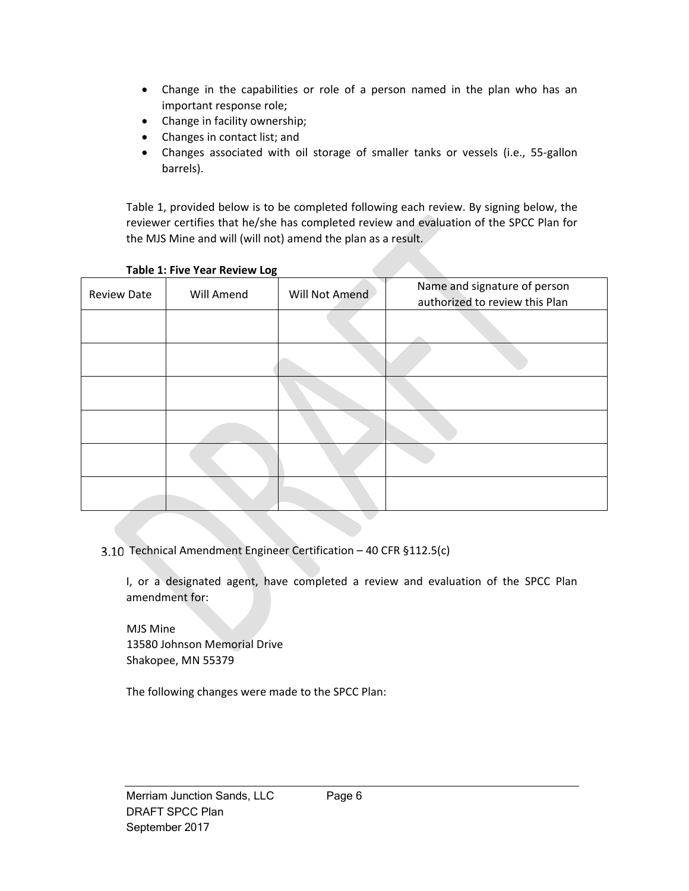- Change in the capabilities or role of a person named in the plan who has an important response role;
- Change in facility ownership;
- Changes in contact list; and
- Changes associated with oil storage of smaller tanks or vessels (i.e., 55-gallon barrels).

Table 1, provided below is to be completed following each review. By signing below, the reviewer certifies that he/she has completed review and evaluation of the SPCC Plan for the MJS Mine and will (will not) amend the plan as a result.

**Table 1: Five Year Review Log**

| Review Date | Will Amend | Will Not Amend | Name and signature of person authorized to review this Plan |
|---|---|---|---|
| | | | |
| | | | |
| | | | |
| | | | |
| | | | |
| | | | |

### 3.10 Technical Amendment Engineer Certification – 40 CFR §112.5(c)

I, or a designated agent, have completed a review and evaluation of the SPCC Plan amendment for:

MJS Mine
13580 Johnson Memorial Drive
Shakopee, MN 55379

The following changes were made to the SPCC Plan: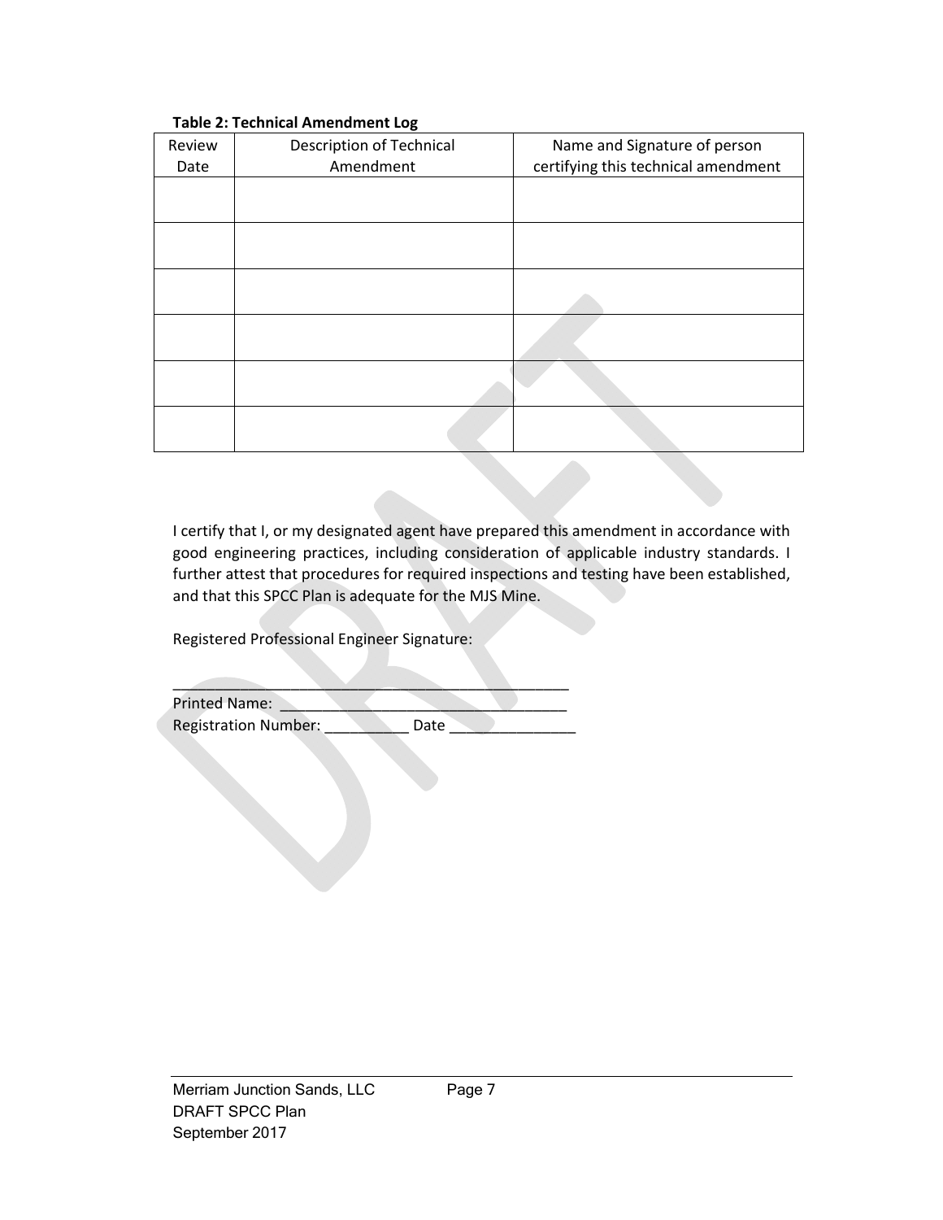**Table 2: Technical Amendment Log**

| Review Date | Description of Technical Amendment | Name and Signature of person certifying this technical amendment |
|---|---|---|
| | | |
| | | |
| | | |
| | | |
| | | |
| | | |

I certify that I, or my designated agent have prepared this amendment in accordance with good engineering practices, including consideration of applicable industry standards. I further attest that procedures for required inspections and testing have been established, and that this SPCC Plan is adequate for the MJS Mine.

Registered Professional Engineer Signature:

_______________________________________________

Printed Name: _________________________________

Registration Number: __________ Date _______________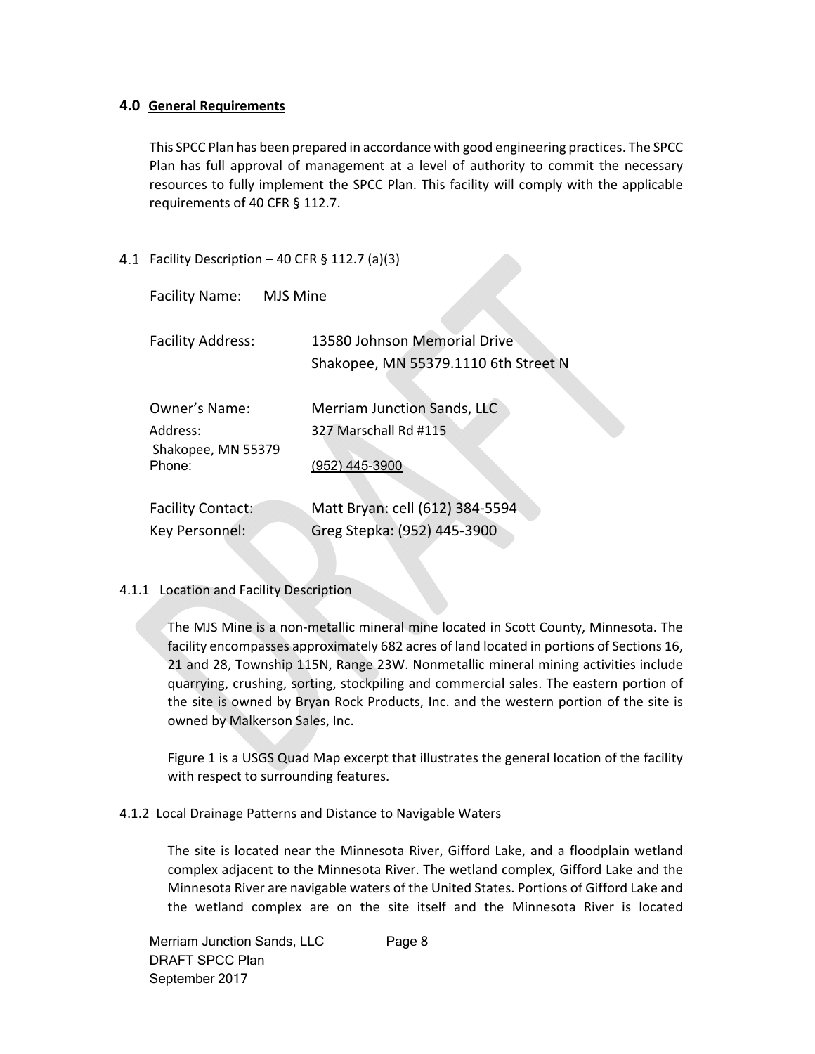## 4.0 General Requirements

This SPCC Plan has been prepared in accordance with good engineering practices. The SPCC Plan has full approval of management at a level of authority to commit the necessary resources to fully implement the SPCC Plan. This facility will comply with the applicable requirements of 40 CFR § 112.7.

### 4.1 Facility Description – 40 CFR § 112.7 (a)(3)

Facility Name: MJS Mine

Facility Address: 13580 Johnson Memorial Drive
Shakopee, MN 55379.1110 6th Street N

Owner's Name: Merriam Junction Sands, LLC
Address: 327 Marschall Rd #115
Shakopee, MN 55379
Phone: (952) 445-3900

Facility Contact: Matt Bryan: cell (612) 384-5594
Key Personnel: Greg Stepka: (952) 445-3900

#### 4.1.1 Location and Facility Description

The MJS Mine is a non-metallic mineral mine located in Scott County, Minnesota. The facility encompasses approximately 682 acres of land located in portions of Sections 16, 21 and 28, Township 115N, Range 23W. Nonmetallic mineral mining activities include quarrying, crushing, sorting, stockpiling and commercial sales. The eastern portion of the site is owned by Bryan Rock Products, Inc. and the western portion of the site is owned by Malkerson Sales, Inc.

Figure 1 is a USGS Quad Map excerpt that illustrates the general location of the facility with respect to surrounding features.

#### 4.1.2 Local Drainage Patterns and Distance to Navigable Waters

The site is located near the Minnesota River, Gifford Lake, and a floodplain wetland complex adjacent to the Minnesota River. The wetland complex, Gifford Lake and the Minnesota River are navigable waters of the United States. Portions of Gifford Lake and the wetland complex are on the site itself and the Minnesota River is located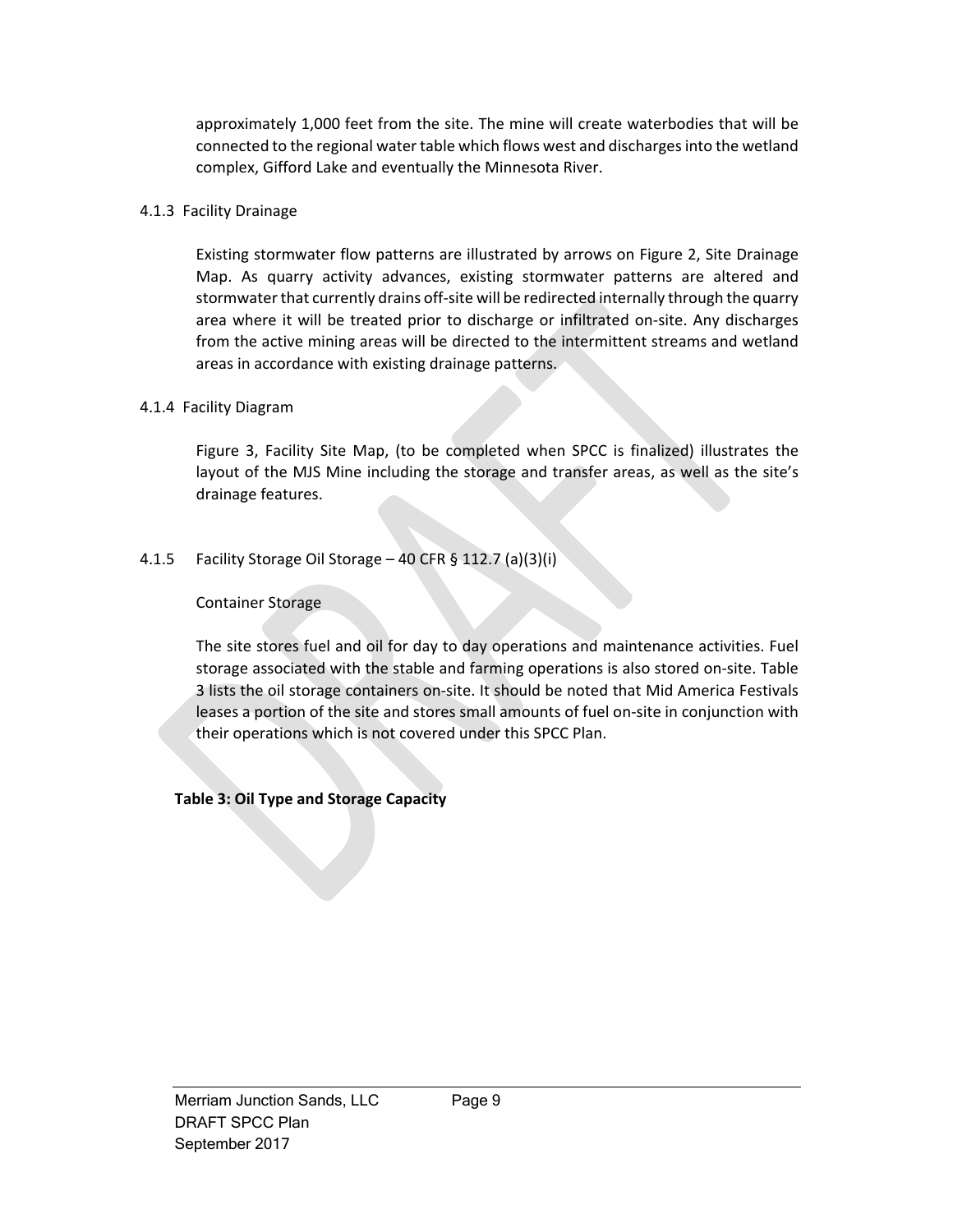approximately 1,000 feet from the site. The mine will create waterbodies that will be connected to the regional water table which flows west and discharges into the wetland complex, Gifford Lake and eventually the Minnesota River.

### 4.1.3 Facility Drainage

Existing stormwater flow patterns are illustrated by arrows on Figure 2, Site Drainage Map. As quarry activity advances, existing stormwater patterns are altered and stormwater that currently drains off-site will be redirected internally through the quarry area where it will be treated prior to discharge or infiltrated on-site. Any discharges from the active mining areas will be directed to the intermittent streams and wetland areas in accordance with existing drainage patterns.

### 4.1.4 Facility Diagram

Figure 3, Facility Site Map, (to be completed when SPCC is finalized) illustrates the layout of the MJS Mine including the storage and transfer areas, as well as the site's drainage features.

### 4.1.5 Facility Storage Oil Storage – 40 CFR § 112.7 (a)(3)(i)

Container Storage

The site stores fuel and oil for day to day operations and maintenance activities. Fuel storage associated with the stable and farming operations is also stored on-site. Table 3 lists the oil storage containers on-site. It should be noted that Mid America Festivals leases a portion of the site and stores small amounts of fuel on-site in conjunction with their operations which is not covered under this SPCC Plan.

**Table 3: Oil Type and Storage Capacity**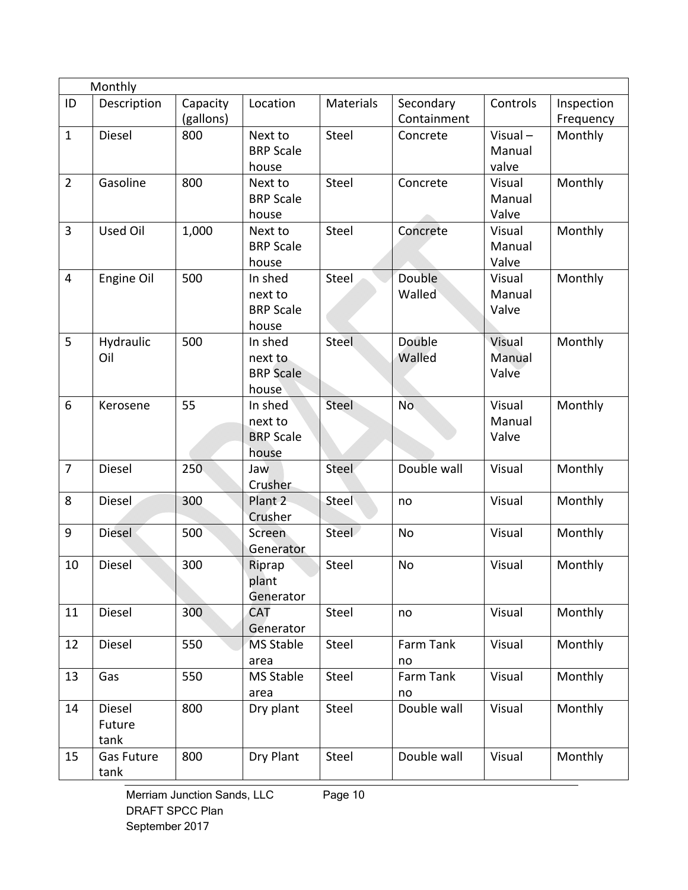| Monthly | | | | | | | |
|---|---|---|---|---|---|---|---|
| ID | Description | Capacity (gallons) | Location | Materials | Secondary Containment | Controls | Inspection Frequency |
| 1 | Diesel | 800 | Next to BRP Scale house | Steel | Concrete | Visual – Manual valve | Monthly |
| 2 | Gasoline | 800 | Next to BRP Scale house | Steel | Concrete | Visual Manual Valve | Monthly |
| 3 | Used Oil | 1,000 | Next to BRP Scale house | Steel | Concrete | Visual Manual Valve | Monthly |
| 4 | Engine Oil | 500 | In shed next to BRP Scale house | Steel | Double Walled | Visual Manual Valve | Monthly |
| 5 | Hydraulic Oil | 500 | In shed next to BRP Scale house | Steel | Double Walled | Visual Manual Valve | Monthly |
| 6 | Kerosene | 55 | In shed next to BRP Scale house | Steel | No | Visual Manual Valve | Monthly |
| 7 | Diesel | 250 | Jaw Crusher | Steel | Double wall | Visual | Monthly |
| 8 | Diesel | 300 | Plant 2 Crusher | Steel | no | Visual | Monthly |
| 9 | Diesel | 500 | Screen Generator | Steel | No | Visual | Monthly |
| 10 | Diesel | 300 | Riprap plant Generator | Steel | No | Visual | Monthly |
| 11 | Diesel | 300 | CAT Generator | Steel | no | Visual | Monthly |
| 12 | Diesel | 550 | MS Stable area | Steel | Farm Tank no | Visual | Monthly |
| 13 | Gas | 550 | MS Stable area | Steel | Farm Tank no | Visual | Monthly |
| 14 | Diesel Future tank | 800 | Dry plant | Steel | Double wall | Visual | Monthly |
| 15 | Gas Future tank | 800 | Dry Plant | Steel | Double wall | Visual | Monthly |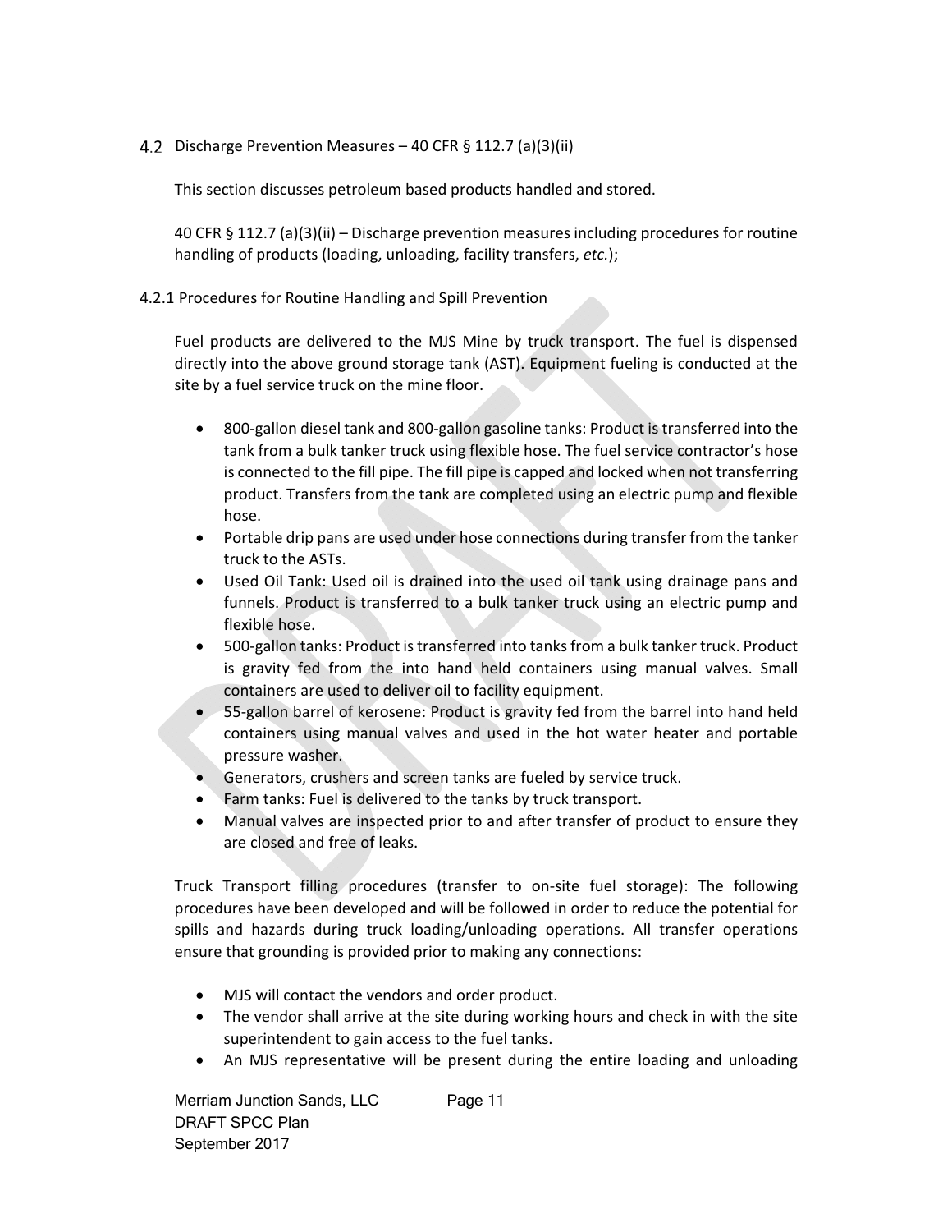## 4.2 Discharge Prevention Measures – 40 CFR § 112.7 (a)(3)(ii)

This section discusses petroleum based products handled and stored.

40 CFR § 112.7 (a)(3)(ii) – Discharge prevention measures including procedures for routine handling of products (loading, unloading, facility transfers, *etc.*);

### 4.2.1 Procedures for Routine Handling and Spill Prevention

Fuel products are delivered to the MJS Mine by truck transport. The fuel is dispensed directly into the above ground storage tank (AST). Equipment fueling is conducted at the site by a fuel service truck on the mine floor.

- 800-gallon diesel tank and 800-gallon gasoline tanks: Product is transferred into the tank from a bulk tanker truck using flexible hose. The fuel service contractor's hose is connected to the fill pipe. The fill pipe is capped and locked when not transferring product. Transfers from the tank are completed using an electric pump and flexible hose.
- Portable drip pans are used under hose connections during transfer from the tanker truck to the ASTs.
- Used Oil Tank: Used oil is drained into the used oil tank using drainage pans and funnels. Product is transferred to a bulk tanker truck using an electric pump and flexible hose.
- 500-gallon tanks: Product is transferred into tanks from a bulk tanker truck. Product is gravity fed from the into hand held containers using manual valves. Small containers are used to deliver oil to facility equipment.
- 55-gallon barrel of kerosene: Product is gravity fed from the barrel into hand held containers using manual valves and used in the hot water heater and portable pressure washer.
- Generators, crushers and screen tanks are fueled by service truck.
- Farm tanks: Fuel is delivered to the tanks by truck transport.
- Manual valves are inspected prior to and after transfer of product to ensure they are closed and free of leaks.

Truck Transport filling procedures (transfer to on-site fuel storage): The following procedures have been developed and will be followed in order to reduce the potential for spills and hazards during truck loading/unloading operations. All transfer operations ensure that grounding is provided prior to making any connections:

- MJS will contact the vendors and order product.
- The vendor shall arrive at the site during working hours and check in with the site superintendent to gain access to the fuel tanks.
- An MJS representative will be present during the entire loading and unloading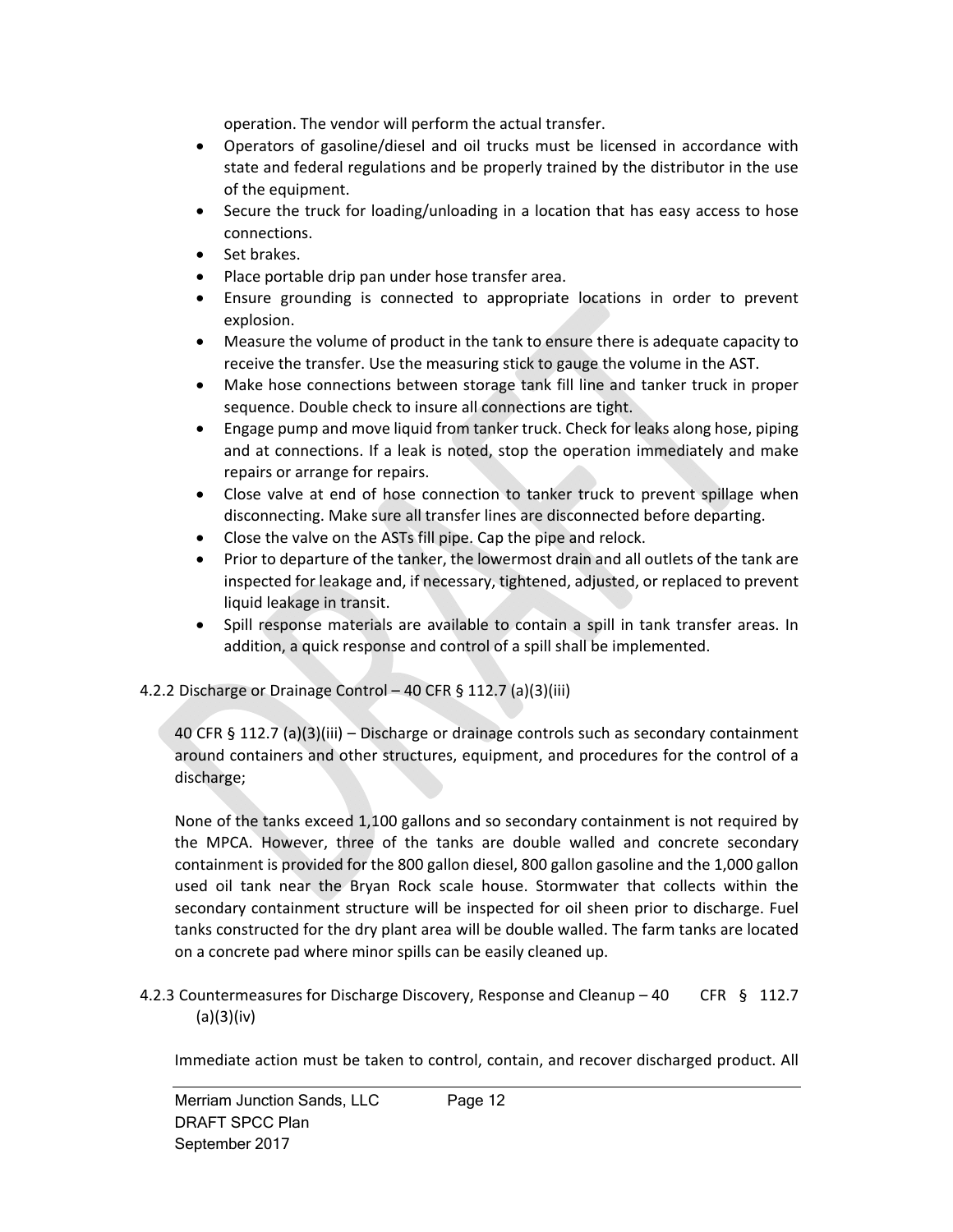operation. The vendor will perform the actual transfer.

- Operators of gasoline/diesel and oil trucks must be licensed in accordance with state and federal regulations and be properly trained by the distributor in the use of the equipment.
- Secure the truck for loading/unloading in a location that has easy access to hose connections.
- Set brakes.
- Place portable drip pan under hose transfer area.
- Ensure grounding is connected to appropriate locations in order to prevent explosion.
- Measure the volume of product in the tank to ensure there is adequate capacity to receive the transfer. Use the measuring stick to gauge the volume in the AST.
- Make hose connections between storage tank fill line and tanker truck in proper sequence. Double check to insure all connections are tight.
- Engage pump and move liquid from tanker truck. Check for leaks along hose, piping and at connections. If a leak is noted, stop the operation immediately and make repairs or arrange for repairs.
- Close valve at end of hose connection to tanker truck to prevent spillage when disconnecting. Make sure all transfer lines are disconnected before departing.
- Close the valve on the ASTs fill pipe. Cap the pipe and relock.
- Prior to departure of the tanker, the lowermost drain and all outlets of the tank are inspected for leakage and, if necessary, tightened, adjusted, or replaced to prevent liquid leakage in transit.
- Spill response materials are available to contain a spill in tank transfer areas. In addition, a quick response and control of a spill shall be implemented.

### 4.2.2 Discharge or Drainage Control – 40 CFR § 112.7 (a)(3)(iii)

40 CFR § 112.7 (a)(3)(iii) – Discharge or drainage controls such as secondary containment around containers and other structures, equipment, and procedures for the control of a discharge;

None of the tanks exceed 1,100 gallons and so secondary containment is not required by the MPCA. However, three of the tanks are double walled and concrete secondary containment is provided for the 800 gallon diesel, 800 gallon gasoline and the 1,000 gallon used oil tank near the Bryan Rock scale house. Stormwater that collects within the secondary containment structure will be inspected for oil sheen prior to discharge. Fuel tanks constructed for the dry plant area will be double walled. The farm tanks are located on a concrete pad where minor spills can be easily cleaned up.

### 4.2.3 Countermeasures for Discharge Discovery, Response and Cleanup – 40 CFR § 112.7 (a)(3)(iv)

Immediate action must be taken to control, contain, and recover discharged product. All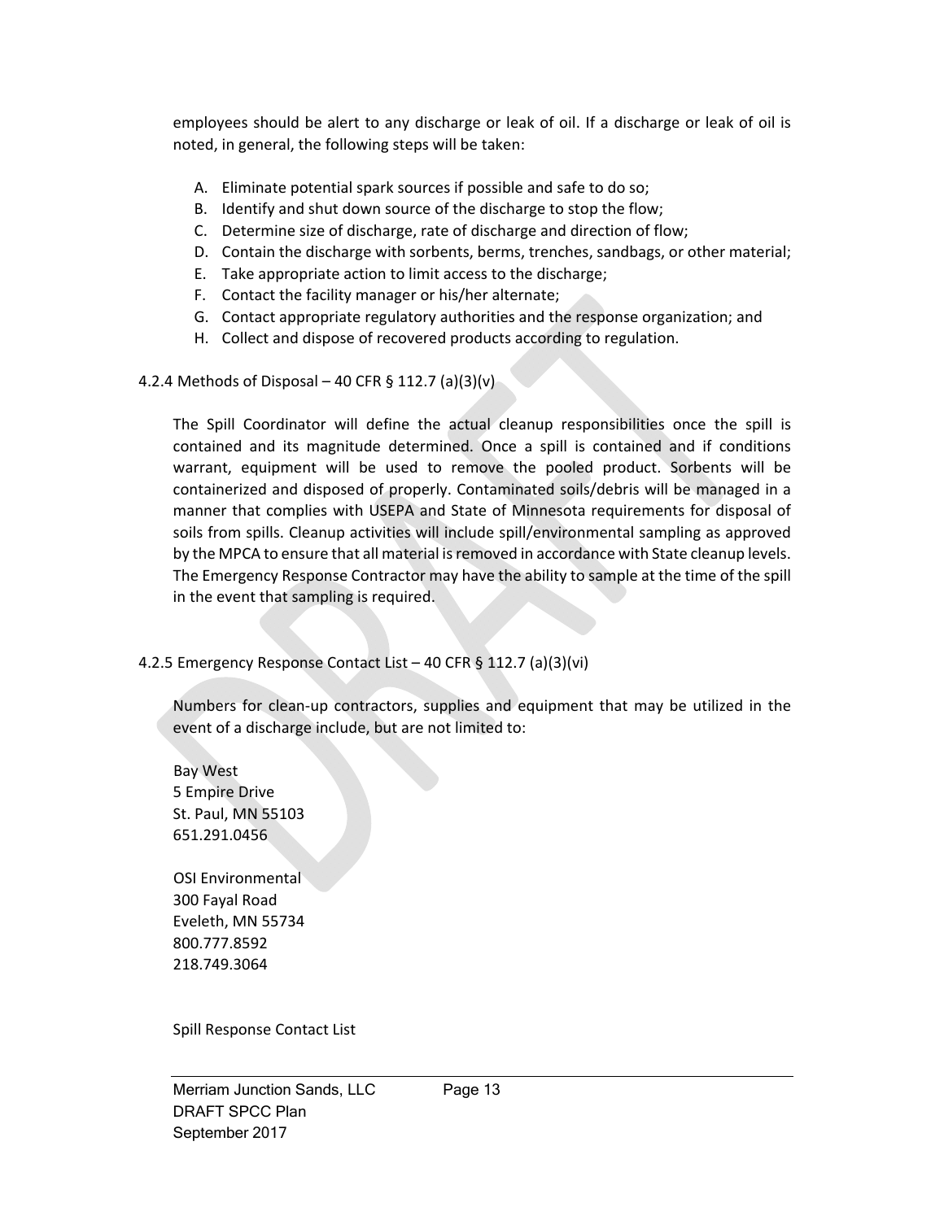employees should be alert to any discharge or leak of oil. If a discharge or leak of oil is noted, in general, the following steps will be taken:

A. Eliminate potential spark sources if possible and safe to do so;
B. Identify and shut down source of the discharge to stop the flow;
C. Determine size of discharge, rate of discharge and direction of flow;
D. Contain the discharge with sorbents, berms, trenches, sandbags, or other material;
E. Take appropriate action to limit access to the discharge;
F. Contact the facility manager or his/her alternate;
G. Contact appropriate regulatory authorities and the response organization; and
H. Collect and dispose of recovered products according to regulation.

#### 4.2.4 Methods of Disposal – 40 CFR § 112.7 (a)(3)(v)

The Spill Coordinator will define the actual cleanup responsibilities once the spill is contained and its magnitude determined. Once a spill is contained and if conditions warrant, equipment will be used to remove the pooled product. Sorbents will be containerized and disposed of properly. Contaminated soils/debris will be managed in a manner that complies with USEPA and State of Minnesota requirements for disposal of soils from spills. Cleanup activities will include spill/environmental sampling as approved by the MPCA to ensure that all material is removed in accordance with State cleanup levels. The Emergency Response Contractor may have the ability to sample at the time of the spill in the event that sampling is required.

#### 4.2.5 Emergency Response Contact List – 40 CFR § 112.7 (a)(3)(vi)

Numbers for clean-up contractors, supplies and equipment that may be utilized in the event of a discharge include, but are not limited to:

Bay West
5 Empire Drive
St. Paul, MN 55103
651.291.0456

OSI Environmental
300 Fayal Road
Eveleth, MN 55734
800.777.8592
218.749.3064

Spill Response Contact List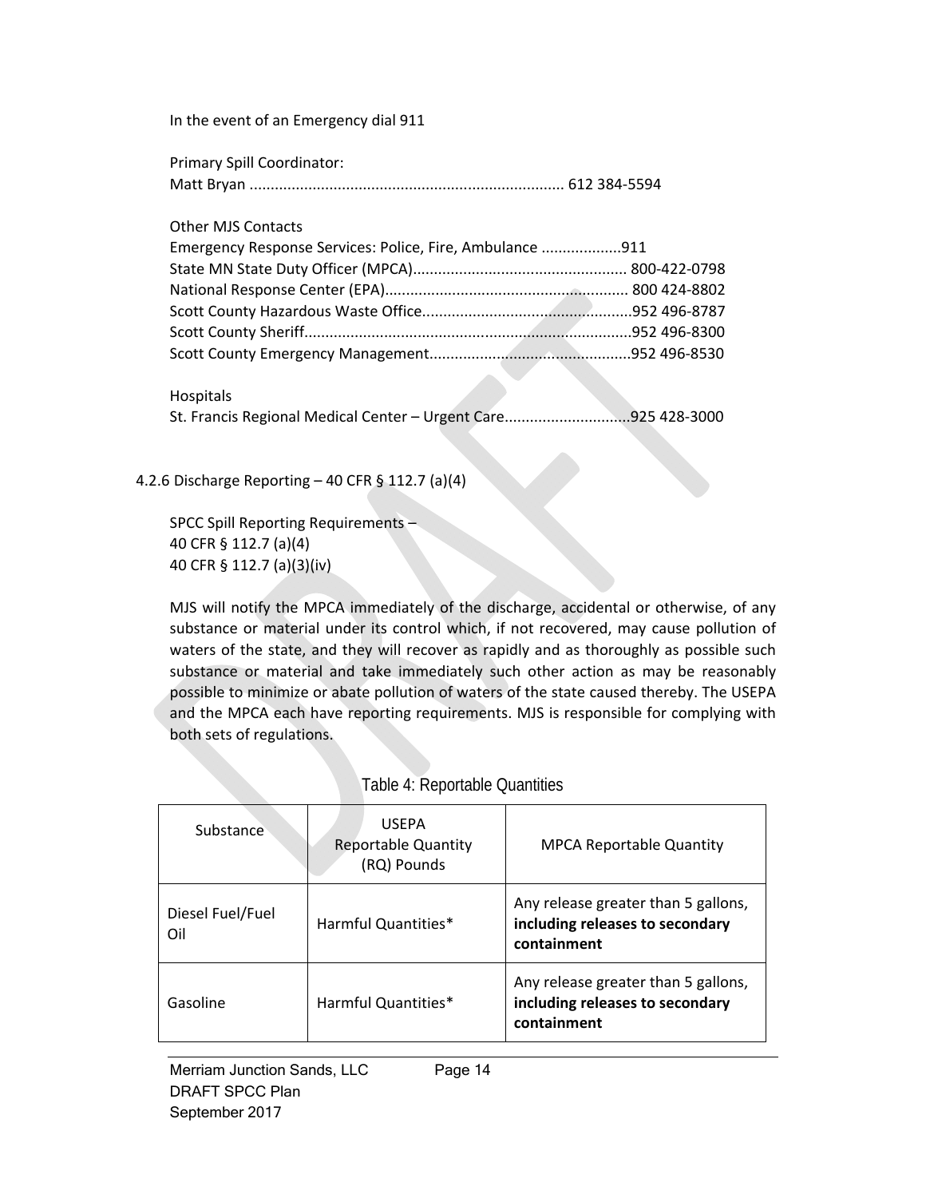In the event of an Emergency dial 911

Primary Spill Coordinator:
Matt Bryan ........................................................................... 612 384-5594

Other MJS Contacts
Emergency Response Services: Police, Fire, Ambulance ...................911
State MN State Duty Officer (MPCA)................................................... 800-422-0798
National Response Center (EPA)......................................................... 800 424-8802
Scott County Hazardous Waste Office..................................................952 496-8787
Scott County Sheriff..............................................................................952 496-8300
Scott County Emergency Management................................................952 496-8530

Hospitals
St. Francis Regional Medical Center – Urgent Care..............................925 428-3000

4.2.6 Discharge Reporting – 40 CFR § 112.7 (a)(4)

SPCC Spill Reporting Requirements –
40 CFR § 112.7 (a)(4)
40 CFR § 112.7 (a)(3)(iv)

MJS will notify the MPCA immediately of the discharge, accidental or otherwise, of any substance or material under its control which, if not recovered, may cause pollution of waters of the state, and they will recover as rapidly and as thoroughly as possible such substance or material and take immediately such other action as may be reasonably possible to minimize or abate pollution of waters of the state caused thereby. The USEPA and the MPCA each have reporting requirements. MJS is responsible for complying with both sets of regulations.

Table 4: Reportable Quantities

| Substance | USEPA Reportable Quantity (RQ) Pounds | MPCA Reportable Quantity |
|---|---|---|
| Diesel Fuel/Fuel Oil | Harmful Quantities* | Any release greater than 5 gallons, **including releases to secondary containment** |
| Gasoline | Harmful Quantities* | Any release greater than 5 gallons, **including releases to secondary containment** |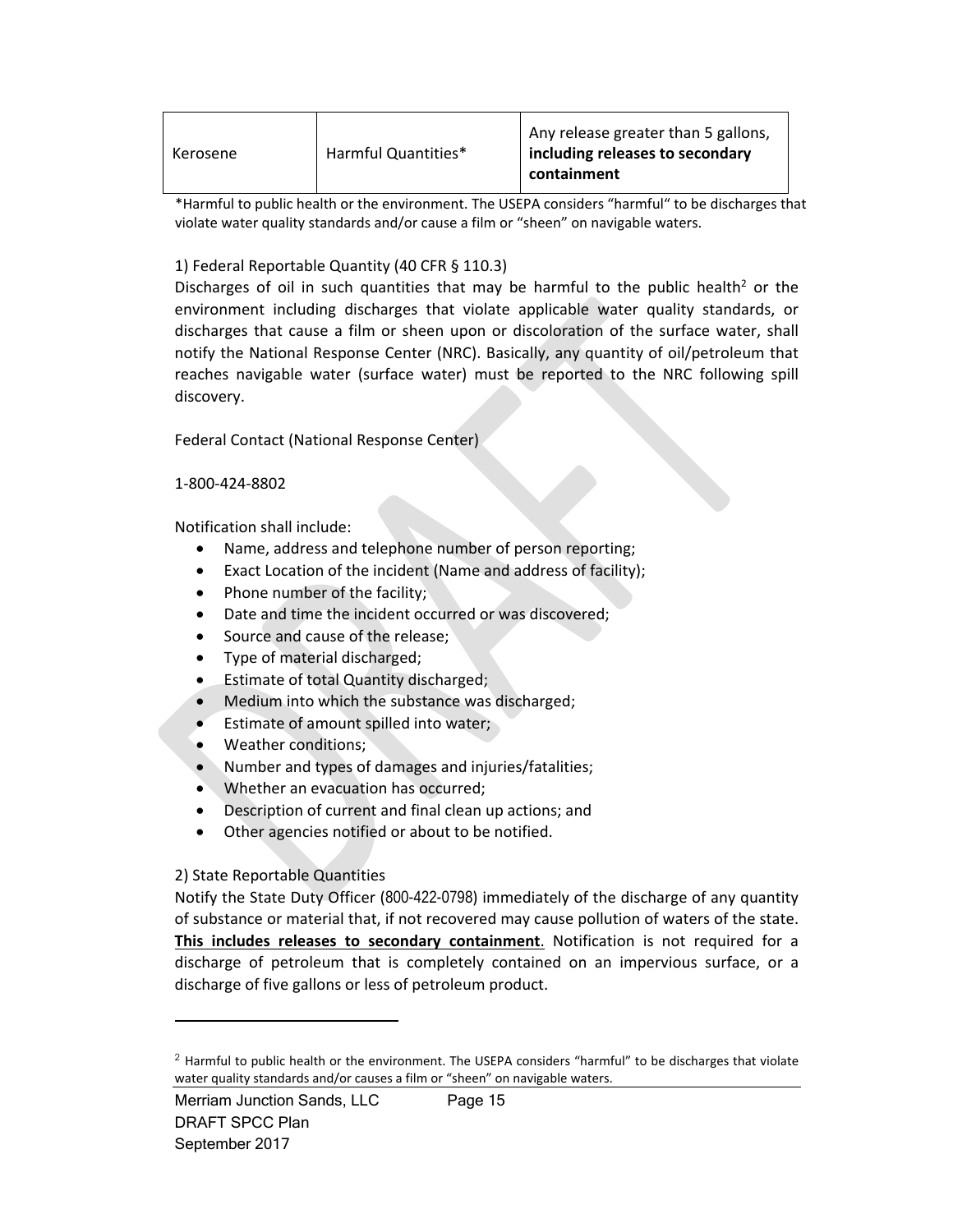| Kerosene | Harmful Quantities* | Any release greater than 5 gallons, **including releases to secondary containment** |
|---|---|---|

*Harmful to public health or the environment. The USEPA considers "harmful" to be discharges that violate water quality standards and/or cause a film or "sheen" on navigable waters.

1) Federal Reportable Quantity (40 CFR § 110.3)

Discharges of oil in such quantities that may be harmful to the public health[2] or the environment including discharges that violate applicable water quality standards, or discharges that cause a film or sheen upon or discoloration of the surface water, shall notify the National Response Center (NRC). Basically, any quantity of oil/petroleum that reaches navigable water (surface water) must be reported to the NRC following spill discovery.

Federal Contact (National Response Center)

1-800-424-8802

Notification shall include:

- Name, address and telephone number of person reporting;
- Exact Location of the incident (Name and address of facility);
- Phone number of the facility;
- Date and time the incident occurred or was discovered;
- Source and cause of the release;
- Type of material discharged;
- Estimate of total Quantity discharged;
- Medium into which the substance was discharged;
- Estimate of amount spilled into water;
- Weather conditions;
- Number and types of damages and injuries/fatalities;
- Whether an evacuation has occurred;
- Description of current and final clean up actions; and
- Other agencies notified or about to be notified.

2) State Reportable Quantities

Notify the State Duty Officer (800-422-0798) immediately of the discharge of any quantity of substance or material that, if not recovered may cause pollution of waters of the state. **<u>This includes releases to secondary containment</u>**. Notification is not required for a discharge of petroleum that is completely contained on an impervious surface, or a discharge of five gallons or less of petroleum product.

---

[2] Harmful to public health or the environment. The USEPA considers "harmful" to be discharges that violate water quality standards and/or causes a film or "sheen" on navigable waters.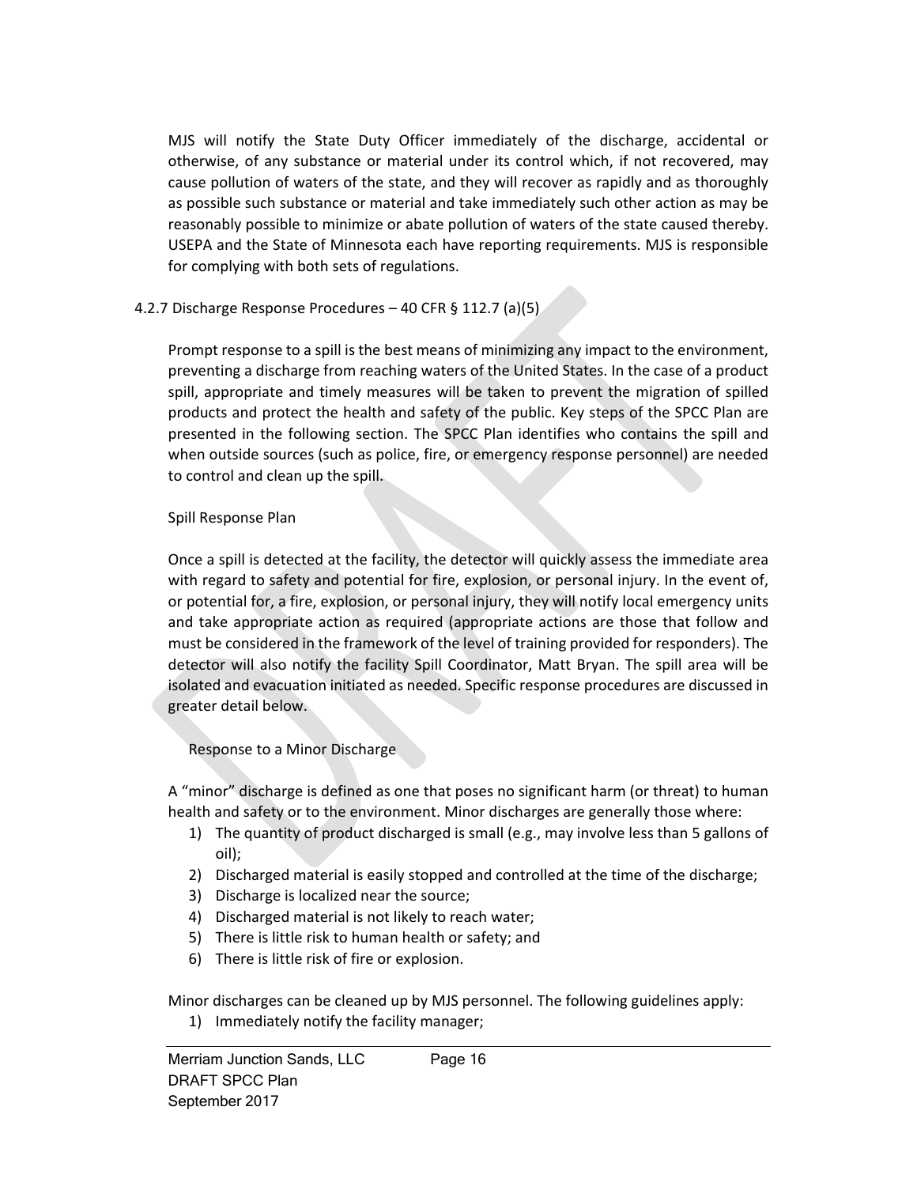MJS will notify the State Duty Officer immediately of the discharge, accidental or otherwise, of any substance or material under its control which, if not recovered, may cause pollution of waters of the state, and they will recover as rapidly and as thoroughly as possible such substance or material and take immediately such other action as may be reasonably possible to minimize or abate pollution of waters of the state caused thereby. USEPA and the State of Minnesota each have reporting requirements. MJS is responsible for complying with both sets of regulations.

### 4.2.7 Discharge Response Procedures – 40 CFR § 112.7 (a)(5)

Prompt response to a spill is the best means of minimizing any impact to the environment, preventing a discharge from reaching waters of the United States. In the case of a product spill, appropriate and timely measures will be taken to prevent the migration of spilled products and protect the health and safety of the public. Key steps of the SPCC Plan are presented in the following section. The SPCC Plan identifies who contains the spill and when outside sources (such as police, fire, or emergency response personnel) are needed to control and clean up the spill.

#### Spill Response Plan

Once a spill is detected at the facility, the detector will quickly assess the immediate area with regard to safety and potential for fire, explosion, or personal injury. In the event of, or potential for, a fire, explosion, or personal injury, they will notify local emergency units and take appropriate action as required (appropriate actions are those that follow and must be considered in the framework of the level of training provided for responders). The detector will also notify the facility Spill Coordinator, Matt Bryan. The spill area will be isolated and evacuation initiated as needed. Specific response procedures are discussed in greater detail below.

#### Response to a Minor Discharge

A "minor" discharge is defined as one that poses no significant harm (or threat) to human health and safety or to the environment. Minor discharges are generally those where:

1) The quantity of product discharged is small (e.g., may involve less than 5 gallons of oil);
2) Discharged material is easily stopped and controlled at the time of the discharge;
3) Discharge is localized near the source;
4) Discharged material is not likely to reach water;
5) There is little risk to human health or safety; and
6) There is little risk of fire or explosion.

Minor discharges can be cleaned up by MJS personnel. The following guidelines apply:

1) Immediately notify the facility manager;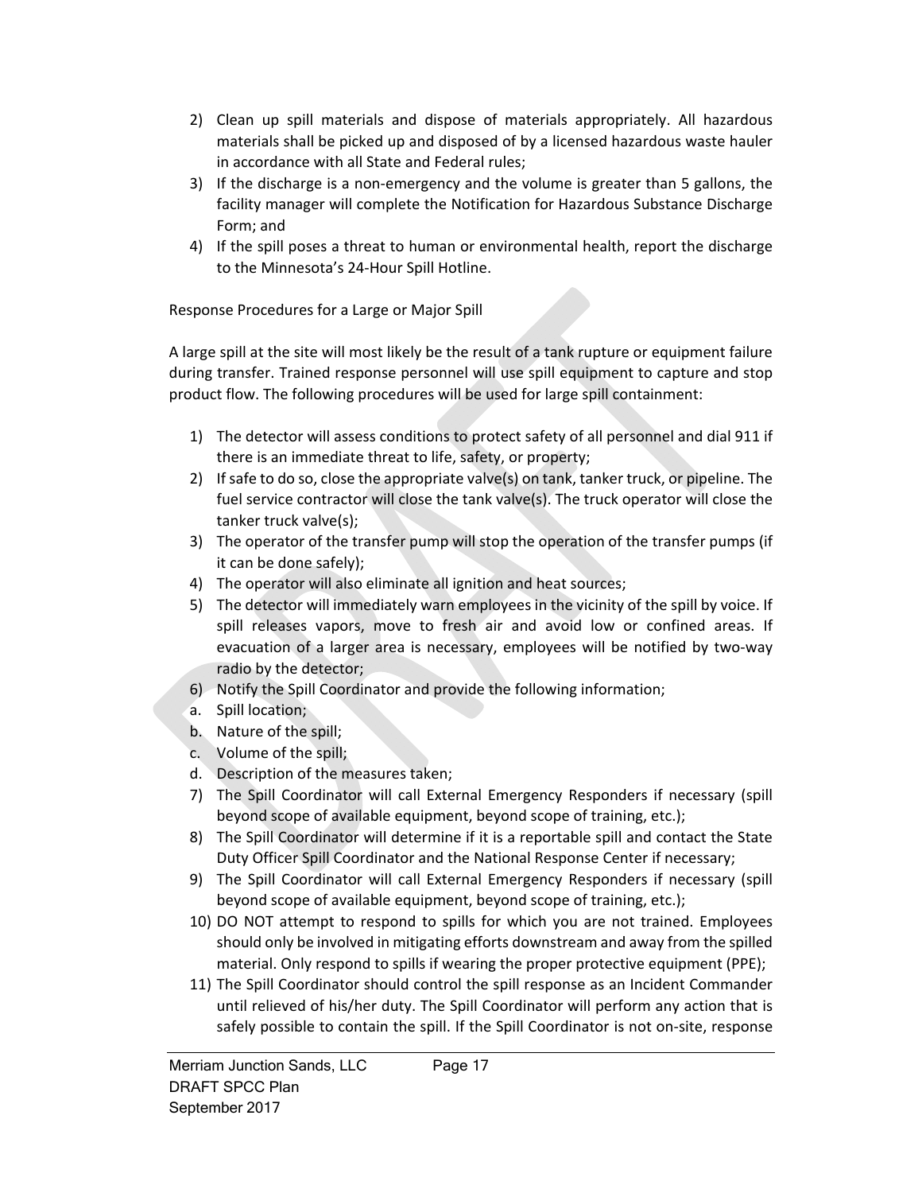2) Clean up spill materials and dispose of materials appropriately. All hazardous materials shall be picked up and disposed of by a licensed hazardous waste hauler in accordance with all State and Federal rules;
3) If the discharge is a non-emergency and the volume is greater than 5 gallons, the facility manager will complete the Notification for Hazardous Substance Discharge Form; and
4) If the spill poses a threat to human or environmental health, report the discharge to the Minnesota's 24-Hour Spill Hotline.

Response Procedures for a Large or Major Spill

A large spill at the site will most likely be the result of a tank rupture or equipment failure during transfer. Trained response personnel will use spill equipment to capture and stop product flow. The following procedures will be used for large spill containment:

1) The detector will assess conditions to protect safety of all personnel and dial 911 if there is an immediate threat to life, safety, or property;
2) If safe to do so, close the appropriate valve(s) on tank, tanker truck, or pipeline. The fuel service contractor will close the tank valve(s). The truck operator will close the tanker truck valve(s);
3) The operator of the transfer pump will stop the operation of the transfer pumps (if it can be done safely);
4) The operator will also eliminate all ignition and heat sources;
5) The detector will immediately warn employees in the vicinity of the spill by voice. If spill releases vapors, move to fresh air and avoid low or confined areas. If evacuation of a larger area is necessary, employees will be notified by two-way radio by the detector;
6) Notify the Spill Coordinator and provide the following information;
   a. Spill location;
   b. Nature of the spill;
   c. Volume of the spill;
   d. Description of the measures taken;
7) The Spill Coordinator will call External Emergency Responders if necessary (spill beyond scope of available equipment, beyond scope of training, etc.);
8) The Spill Coordinator will determine if it is a reportable spill and contact the State Duty Officer Spill Coordinator and the National Response Center if necessary;
9) The Spill Coordinator will call External Emergency Responders if necessary (spill beyond scope of available equipment, beyond scope of training, etc.);
10) DO NOT attempt to respond to spills for which you are not trained. Employees should only be involved in mitigating efforts downstream and away from the spilled material. Only respond to spills if wearing the proper protective equipment (PPE);
11) The Spill Coordinator should control the spill response as an Incident Commander until relieved of his/her duty. The Spill Coordinator will perform any action that is safely possible to contain the spill. If the Spill Coordinator is not on-site, response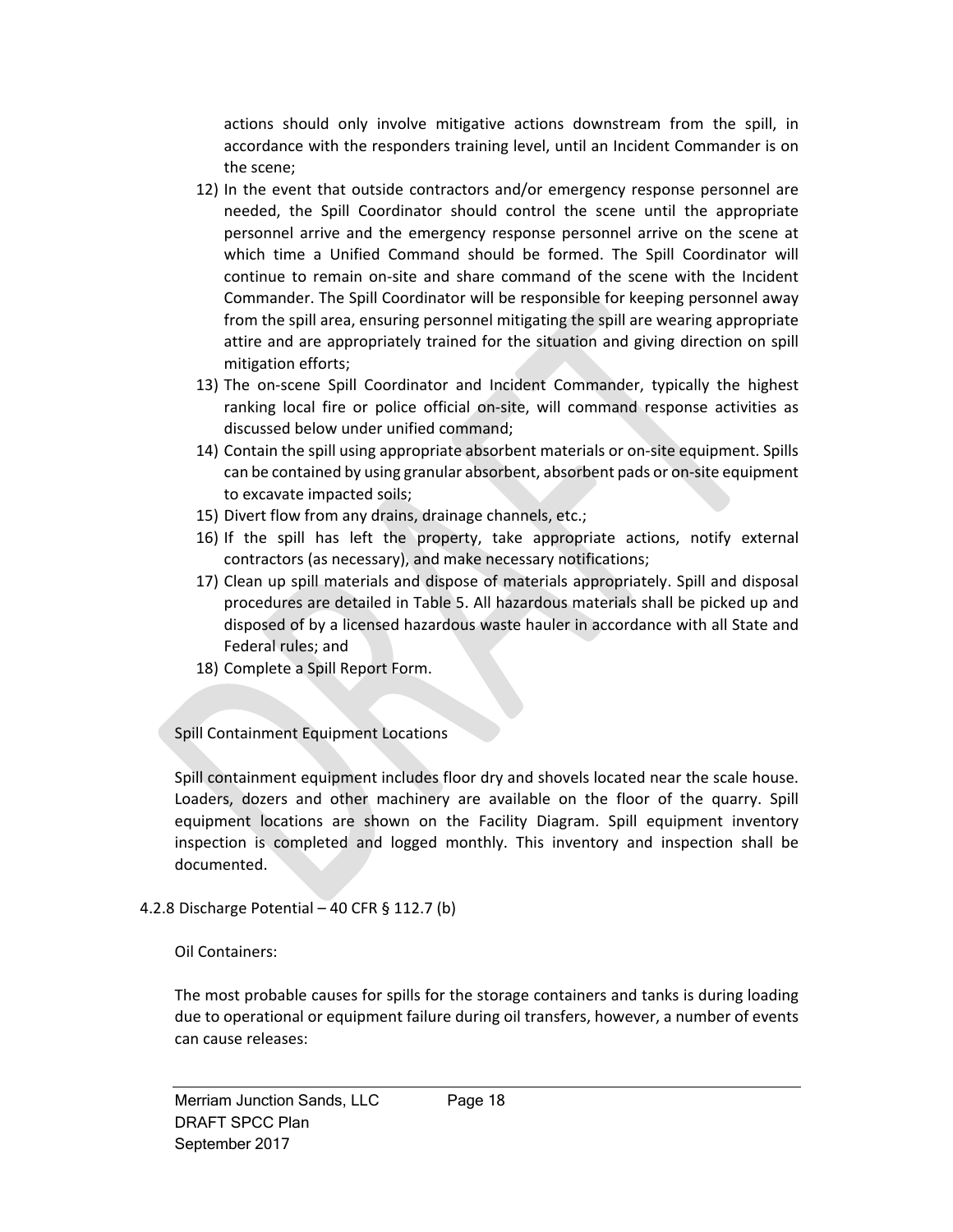actions should only involve mitigative actions downstream from the spill, in accordance with the responders training level, until an Incident Commander is on the scene;

12) In the event that outside contractors and/or emergency response personnel are needed, the Spill Coordinator should control the scene until the appropriate personnel arrive and the emergency response personnel arrive on the scene at which time a Unified Command should be formed. The Spill Coordinator will continue to remain on-site and share command of the scene with the Incident Commander. The Spill Coordinator will be responsible for keeping personnel away from the spill area, ensuring personnel mitigating the spill are wearing appropriate attire and are appropriately trained for the situation and giving direction on spill mitigation efforts;
13) The on-scene Spill Coordinator and Incident Commander, typically the highest ranking local fire or police official on-site, will command response activities as discussed below under unified command;
14) Contain the spill using appropriate absorbent materials or on-site equipment. Spills can be contained by using granular absorbent, absorbent pads or on-site equipment to excavate impacted soils;
15) Divert flow from any drains, drainage channels, etc.;
16) If the spill has left the property, take appropriate actions, notify external contractors (as necessary), and make necessary notifications;
17) Clean up spill materials and dispose of materials appropriately. Spill and disposal procedures are detailed in Table 5. All hazardous materials shall be picked up and disposed of by a licensed hazardous waste hauler in accordance with all State and Federal rules; and
18) Complete a Spill Report Form.

Spill Containment Equipment Locations

Spill containment equipment includes floor dry and shovels located near the scale house. Loaders, dozers and other machinery are available on the floor of the quarry. Spill equipment locations are shown on the Facility Diagram. Spill equipment inventory inspection is completed and logged monthly. This inventory and inspection shall be documented.

#### 4.2.8 Discharge Potential – 40 CFR § 112.7 (b)

Oil Containers:

The most probable causes for spills for the storage containers and tanks is during loading due to operational or equipment failure during oil transfers, however, a number of events can cause releases: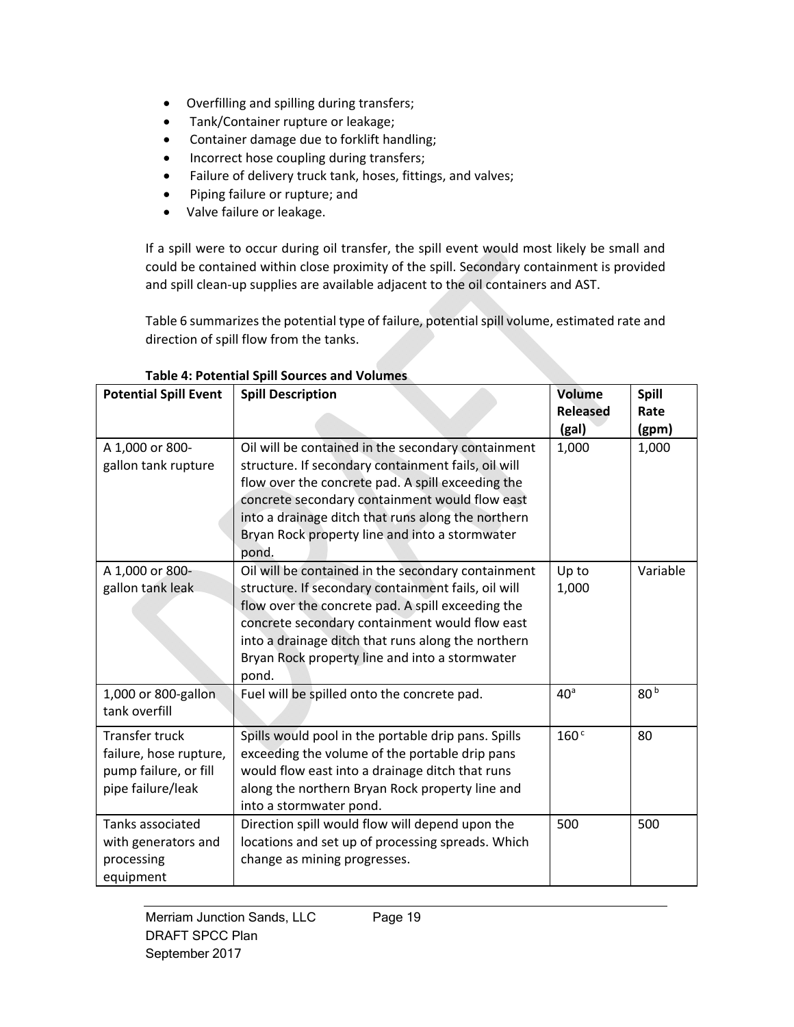- Overfilling and spilling during transfers;
- Tank/Container rupture or leakage;
- Container damage due to forklift handling;
- Incorrect hose coupling during transfers;
- Failure of delivery truck tank, hoses, fittings, and valves;
- Piping failure or rupture; and
- Valve failure or leakage.

If a spill were to occur during oil transfer, the spill event would most likely be small and could be contained within close proximity of the spill. Secondary containment is provided and spill clean-up supplies are available adjacent to the oil containers and AST.

Table 6 summarizes the potential type of failure, potential spill volume, estimated rate and direction of spill flow from the tanks.

**Table 4: Potential Spill Sources and Volumes**

| Potential Spill Event | Spill Description | Volume Released (gal) | Spill Rate (gpm) |
|---|---|---|---|
| A 1,000 or 800-gallon tank rupture | Oil will be contained in the secondary containment structure. If secondary containment fails, oil will flow over the concrete pad. A spill exceeding the concrete secondary containment would flow east into a drainage ditch that runs along the northern Bryan Rock property line and into a stormwater pond. | 1,000 | 1,000 |
| A 1,000 or 800-gallon tank leak | Oil will be contained in the secondary containment structure. If secondary containment fails, oil will flow over the concrete pad. A spill exceeding the concrete secondary containment would flow east into a drainage ditch that runs along the northern Bryan Rock property line and into a stormwater pond. | Up to 1,000 | Variable |
| 1,000 or 800-gallon tank overfill | Fuel will be spilled onto the concrete pad. | 40[a] | 80[b] |
| Transfer truck failure, hose rupture, pump failure, or fill pipe failure/leak | Spills would pool in the portable drip pans. Spills exceeding the volume of the portable drip pans would flow east into a drainage ditch that runs along the northern Bryan Rock property line and into a stormwater pond. | 160[c] | 80 |
| Tanks associated with generators and processing equipment | Direction spill would flow will depend upon the locations and set up of processing spreads. Which change as mining progresses. | 500 | 500 |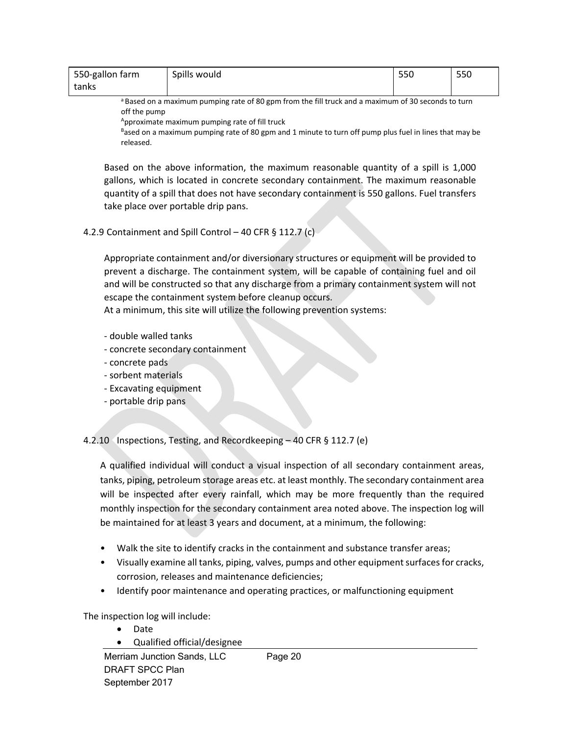| 550-gallon farm tanks | Spills would | 550 | 550 |
|---|---|---|---|

[a] Based on a maximum pumping rate of 80 gpm from the fill truck and a maximum of 30 seconds to turn off the pump

[A]pproximate maximum pumping rate of fill truck

[B]ased on a maximum pumping rate of 80 gpm and 1 minute to turn off pump plus fuel in lines that may be released.

Based on the above information, the maximum reasonable quantity of a spill is 1,000 gallons, which is located in concrete secondary containment. The maximum reasonable quantity of a spill that does not have secondary containment is 550 gallons. Fuel transfers take place over portable drip pans.

### 4.2.9 Containment and Spill Control – 40 CFR § 112.7 (c)

Appropriate containment and/or diversionary structures or equipment will be provided to prevent a discharge. The containment system, will be capable of containing fuel and oil and will be constructed so that any discharge from a primary containment system will not escape the containment system before cleanup occurs.
At a minimum, this site will utilize the following prevention systems:

- double walled tanks
- concrete secondary containment
- concrete pads
- sorbent materials
- Excavating equipment
- portable drip pans

### 4.2.10 Inspections, Testing, and Recordkeeping – 40 CFR § 112.7 (e)

A qualified individual will conduct a visual inspection of all secondary containment areas, tanks, piping, petroleum storage areas etc. at least monthly. The secondary containment area will be inspected after every rainfall, which may be more frequently than the required monthly inspection for the secondary containment area noted above. The inspection log will be maintained for at least 3 years and document, at a minimum, the following:

- Walk the site to identify cracks in the containment and substance transfer areas;
- Visually examine all tanks, piping, valves, pumps and other equipment surfaces for cracks, corrosion, releases and maintenance deficiencies;
- Identify poor maintenance and operating practices, or malfunctioning equipment

The inspection log will include:

- Date
- Qualified official/designee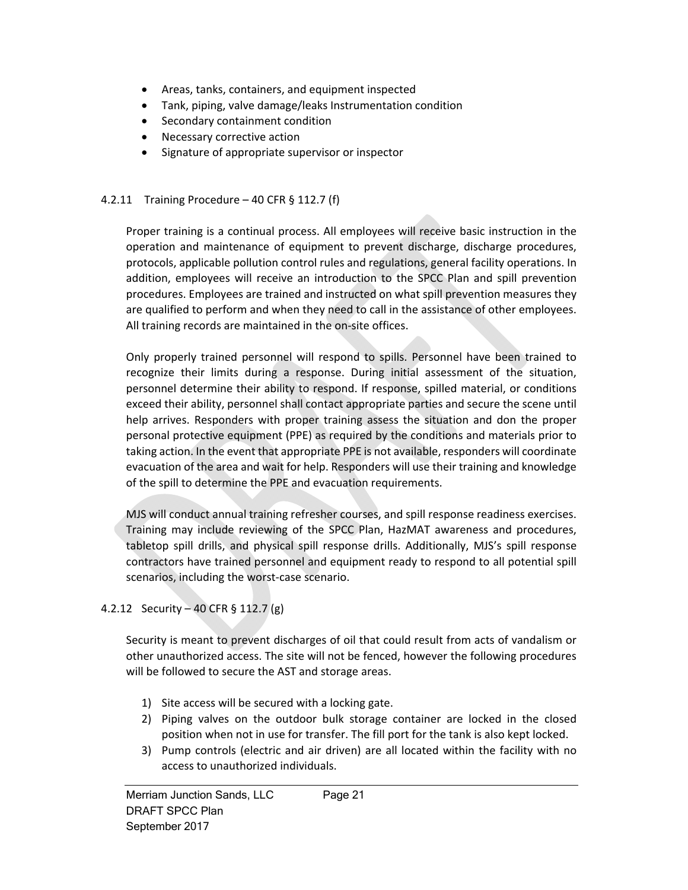- Areas, tanks, containers, and equipment inspected
- Tank, piping, valve damage/leaks Instrumentation condition
- Secondary containment condition
- Necessary corrective action
- Signature of appropriate supervisor or inspector

### 4.2.11 Training Procedure – 40 CFR § 112.7 (f)

Proper training is a continual process. All employees will receive basic instruction in the operation and maintenance of equipment to prevent discharge, discharge procedures, protocols, applicable pollution control rules and regulations, general facility operations. In addition, employees will receive an introduction to the SPCC Plan and spill prevention procedures. Employees are trained and instructed on what spill prevention measures they are qualified to perform and when they need to call in the assistance of other employees. All training records are maintained in the on-site offices.

Only properly trained personnel will respond to spills. Personnel have been trained to recognize their limits during a response. During initial assessment of the situation, personnel determine their ability to respond. If response, spilled material, or conditions exceed their ability, personnel shall contact appropriate parties and secure the scene until help arrives. Responders with proper training assess the situation and don the proper personal protective equipment (PPE) as required by the conditions and materials prior to taking action. In the event that appropriate PPE is not available, responders will coordinate evacuation of the area and wait for help. Responders will use their training and knowledge of the spill to determine the PPE and evacuation requirements.

MJS will conduct annual training refresher courses, and spill response readiness exercises. Training may include reviewing of the SPCC Plan, HazMAT awareness and procedures, tabletop spill drills, and physical spill response drills. Additionally, MJS's spill response contractors have trained personnel and equipment ready to respond to all potential spill scenarios, including the worst-case scenario.

### 4.2.12 Security – 40 CFR § 112.7 (g)

Security is meant to prevent discharges of oil that could result from acts of vandalism or other unauthorized access. The site will not be fenced, however the following procedures will be followed to secure the AST and storage areas.

1) Site access will be secured with a locking gate.
2) Piping valves on the outdoor bulk storage container are locked in the closed position when not in use for transfer. The fill port for the tank is also kept locked.
3) Pump controls (electric and air driven) are all located within the facility with no access to unauthorized individuals.